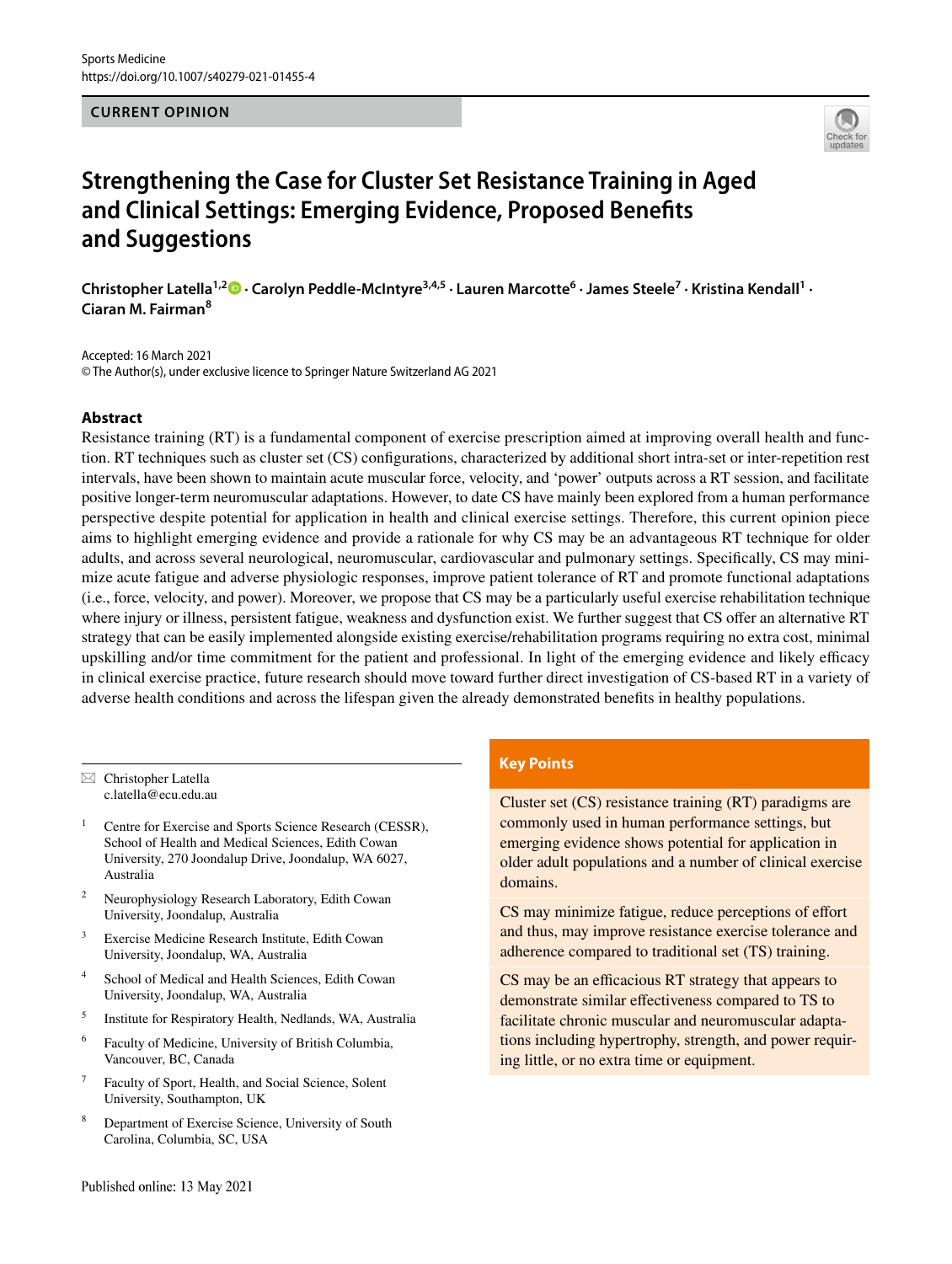CURRENT OPINION

# Strengthening the Case for Cluster Set Resistance Training in Aged and Clinical Settings: Emerging Evidence, Proposed Benefits and Suggestions

**Christopher Latella[1,2] · Carolyn Peddle‑McIntyre[3,4,5] · Lauren Marcotte[6] · James Steele[7] · Kristina Kendall[1] · Ciaran M. Fairman[8]**

Accepted: 16 March 2021
© The Author(s), under exclusive licence to Springer Nature Switzerland AG 2021

## Abstract

Resistance training (RT) is a fundamental component of exercise prescription aimed at improving overall health and function. RT techniques such as cluster set (CS) configurations, characterized by additional short intra-set or inter-repetition rest intervals, have been shown to maintain acute muscular force, velocity, and 'power' outputs across a RT session, and facilitate positive longer-term neuromuscular adaptations. However, to date CS have mainly been explored from a human performance perspective despite potential for application in health and clinical exercise settings. Therefore, this current opinion piece aims to highlight emerging evidence and provide a rationale for why CS may be an advantageous RT technique for older adults, and across several neurological, neuromuscular, cardiovascular and pulmonary settings. Specifically, CS may minimize acute fatigue and adverse physiologic responses, improve patient tolerance of RT and promote functional adaptations (i.e., force, velocity, and power). Moreover, we propose that CS may be a particularly useful exercise rehabilitation technique where injury or illness, persistent fatigue, weakness and dysfunction exist. We further suggest that CS offer an alternative RT strategy that can be easily implemented alongside existing exercise/rehabilitation programs requiring no extra cost, minimal upskilling and/or time commitment for the patient and professional. In light of the emerging evidence and likely efficacy in clinical exercise practice, future research should move toward further direct investigation of CS-based RT in a variety of adverse health conditions and across the lifespan given the already demonstrated benefits in healthy populations.

## Key Points

Cluster set (CS) resistance training (RT) paradigms are commonly used in human performance settings, but emerging evidence shows potential for application in older adult populations and a number of clinical exercise domains.

CS may minimize fatigue, reduce perceptions of effort and thus, may improve resistance exercise tolerance and adherence compared to traditional set (TS) training.

CS may be an efficacious RT strategy that appears to demonstrate similar effectiveness compared to TS to facilitate chronic muscular and neuromuscular adaptations including hypertrophy, strength, and power requiring little, or no extra time or equipment.

---

✉ Christopher Latella
c.latella@ecu.edu.au

1 Centre for Exercise and Sports Science Research (CESSR), School of Health and Medical Sciences, Edith Cowan University, 270 Joondalup Drive, Joondalup, WA 6027, Australia

2 Neurophysiology Research Laboratory, Edith Cowan University, Joondalup, Australia

3 Exercise Medicine Research Institute, Edith Cowan University, Joondalup, WA, Australia

4 School of Medical and Health Sciences, Edith Cowan University, Joondalup, WA, Australia

5 Institute for Respiratory Health, Nedlands, WA, Australia

6 Faculty of Medicine, University of British Columbia, Vancouver, BC, Canada

7 Faculty of Sport, Health, and Social Science, Solent University, Southampton, UK

8 Department of Exercise Science, University of South Carolina, Columbia, SC, USA

Published online: 13 May 2021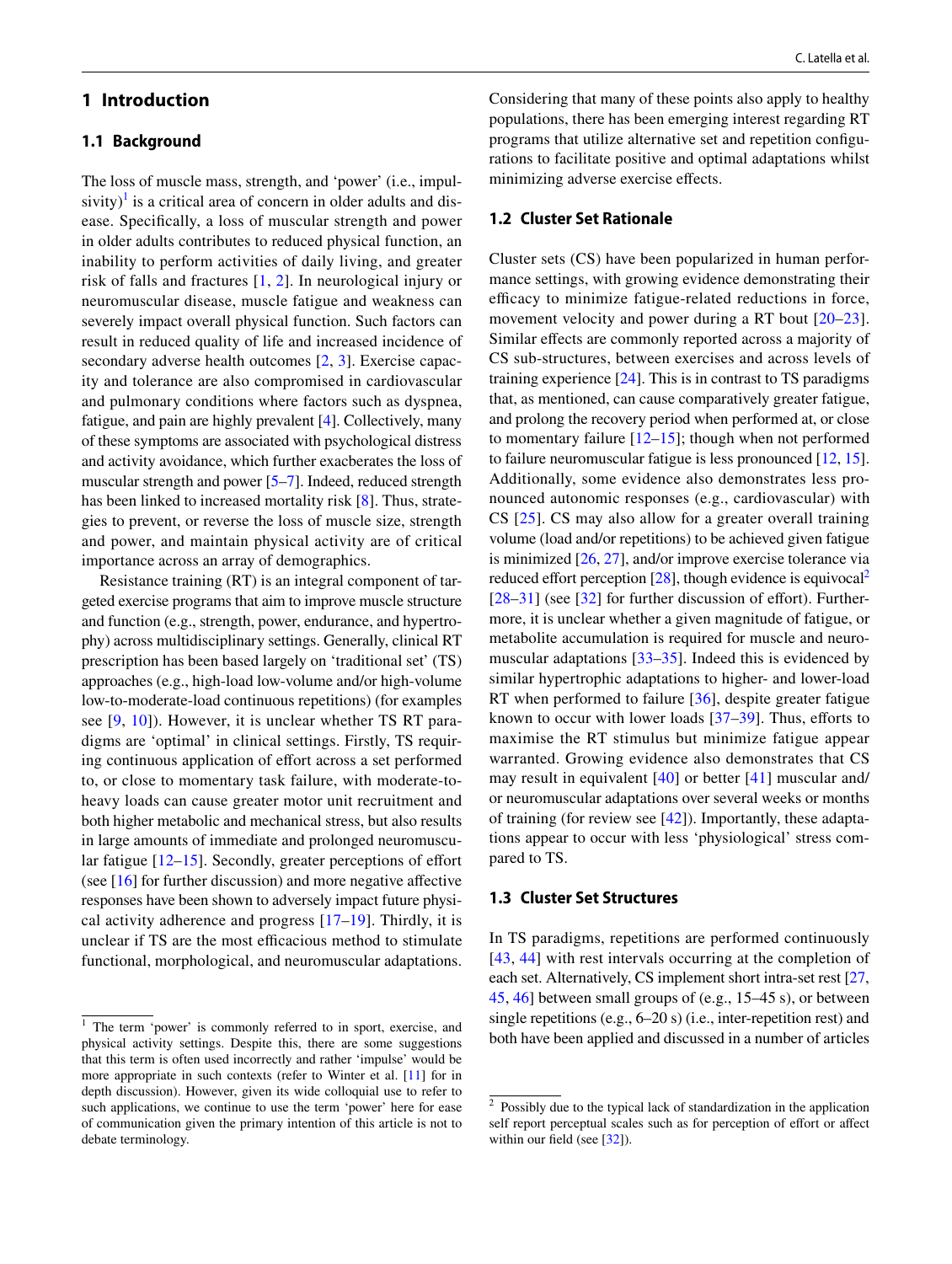## 1 Introduction

### 1.1 Background

The loss of muscle mass, strength, and 'power' (i.e., impulsivity)[1] is a critical area of concern in older adults and disease. Specifically, a loss of muscular strength and power in older adults contributes to reduced physical function, an inability to perform activities of daily living, and greater risk of falls and fractures [1, 2]. In neurological injury or neuromuscular disease, muscle fatigue and weakness can severely impact overall physical function. Such factors can result in reduced quality of life and increased incidence of secondary adverse health outcomes [2, 3]. Exercise capacity and tolerance are also compromised in cardiovascular and pulmonary conditions where factors such as dyspnea, fatigue, and pain are highly prevalent [4]. Collectively, many of these symptoms are associated with psychological distress and activity avoidance, which further exacerbates the loss of muscular strength and power [5–7]. Indeed, reduced strength has been linked to increased mortality risk [8]. Thus, strategies to prevent, or reverse the loss of muscle size, strength and power, and maintain physical activity are of critical importance across an array of demographics.

Resistance training (RT) is an integral component of targeted exercise programs that aim to improve muscle structure and function (e.g., strength, power, endurance, and hypertrophy) across multidisciplinary settings. Generally, clinical RT prescription has been based largely on 'traditional set' (TS) approaches (e.g., high-load low-volume and/or high-volume low-to-moderate-load continuous repetitions) (for examples see [9, 10]). However, it is unclear whether TS RT paradigms are 'optimal' in clinical settings. Firstly, TS requiring continuous application of effort across a set performed to, or close to momentary task failure, with moderate-to-heavy loads can cause greater motor unit recruitment and both higher metabolic and mechanical stress, but also results in large amounts of immediate and prolonged neuromuscular fatigue [12–15]. Secondly, greater perceptions of effort (see [16] for further discussion) and more negative affective responses have been shown to adversely impact future physical activity adherence and progress [17–19]. Thirdly, it is unclear if TS are the most efficacious method to stimulate functional, morphological, and neuromuscular adaptations. Considering that many of these points also apply to healthy populations, there has been emerging interest regarding RT programs that utilize alternative set and repetition configurations to facilitate positive and optimal adaptations whilst minimizing adverse exercise effects.

### 1.2 Cluster Set Rationale

Cluster sets (CS) have been popularized in human performance settings, with growing evidence demonstrating their efficacy to minimize fatigue-related reductions in force, movement velocity and power during a RT bout [20–23]. Similar effects are commonly reported across a majority of CS sub-structures, between exercises and across levels of training experience [24]. This is in contrast to TS paradigms that, as mentioned, can cause comparatively greater fatigue, and prolong the recovery period when performed at, or close to momentary failure [12–15]; though when not performed to failure neuromuscular fatigue is less pronounced [12, 15]. Additionally, some evidence also demonstrates less pronounced autonomic responses (e.g., cardiovascular) with CS [25]. CS may also allow for a greater overall training volume (load and/or repetitions) to be achieved given fatigue is minimized [26, 27], and/or improve exercise tolerance via reduced effort perception [28], though evidence is equivocal[2] [28–31] (see [32] for further discussion of effort). Furthermore, it is unclear whether a given magnitude of fatigue, or metabolite accumulation is required for muscle and neuromuscular adaptations [33–35]. Indeed this is evidenced by similar hypertrophic adaptations to higher- and lower-load RT when performed to failure [36], despite greater fatigue known to occur with lower loads [37–39]. Thus, efforts to maximise the RT stimulus but minimize fatigue appear warranted. Growing evidence also demonstrates that CS may result in equivalent [40] or better [41] muscular and/or neuromuscular adaptations over several weeks or months of training (for review see [42]). Importantly, these adaptations appear to occur with less 'physiological' stress compared to TS.

### 1.3 Cluster Set Structures

In TS paradigms, repetitions are performed continuously [43, 44] with rest intervals occurring at the completion of each set. Alternatively, CS implement short intra-set rest [27, 45, 46] between small groups of (e.g., 15–45 s), or between single repetitions (e.g., 6–20 s) (i.e., inter-repetition rest) and both have been applied and discussed in a number of articles

---

[1] The term 'power' is commonly referred to in sport, exercise, and physical activity settings. Despite this, there are some suggestions that this term is often used incorrectly and rather 'impulse' would be more appropriate in such contexts (refer to Winter et al. [11] for in depth discussion). However, given its wide colloquial use to refer to such applications, we continue to use the term 'power' here for ease of communication given the primary intention of this article is not to debate terminology.

[2] Possibly due to the typical lack of standardization in the application self report perceptual scales such as for perception of effort or affect within our field (see [32]).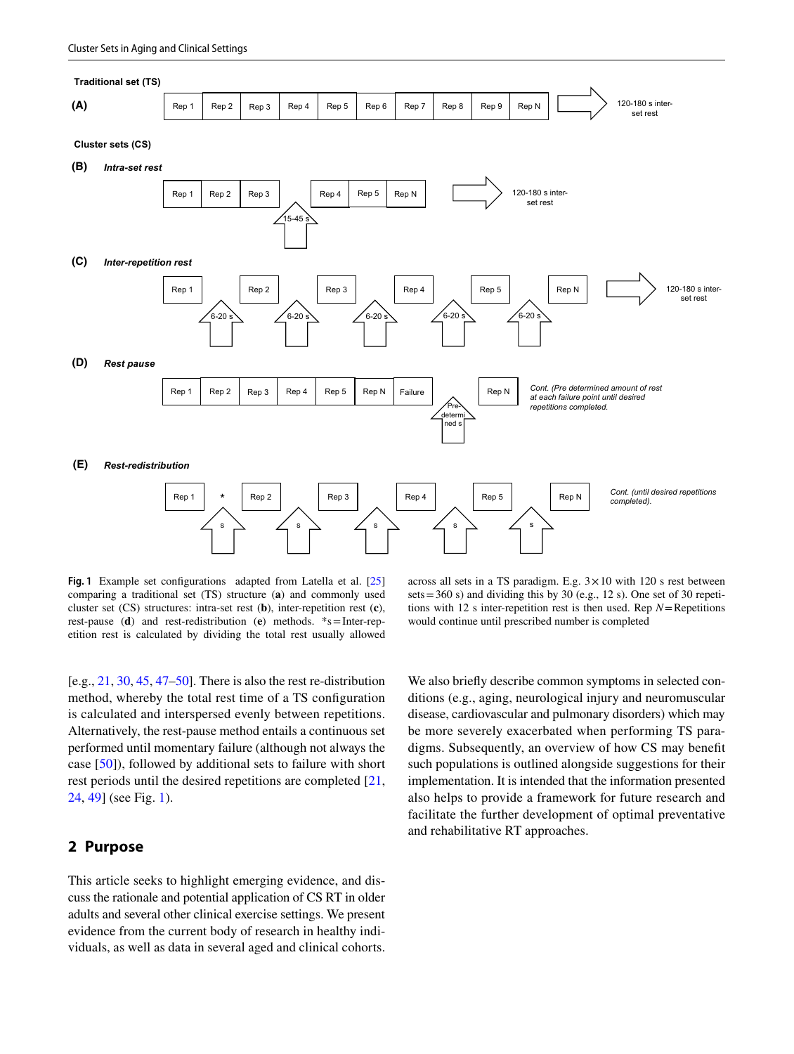**Traditional set (TS)**

**(A)** Rep 1 | Rep 2 | Rep 3 | Rep 4 | Rep 5 | Rep 6 | Rep 7 | Rep 8 | Rep 9 | Rep N → 120-180 s inter-set rest

**Cluster sets (CS)**

**(B)** ***Intra-set rest***

Rep 1 | Rep 2 | Rep 3 | ↑ 15-45 s | Rep 4 | Rep 5 | Rep N → 120-180 s inter-set rest

**(C)** ***Inter-repetition rest***

Rep 1 | ↑ 6-20 s | Rep 2 | ↑ 6-20 s | Rep 3 | ↑ 6-20 s | Rep 4 | ↑ 6-20 s | Rep 5 | ↑ 6-20 s | Rep N → 120-180 s inter-set rest

**(D)** ***Rest pause***

Rep 1 | Rep 2 | Rep 3 | Rep 4 | Rep 5 | Rep N | Failure | ↑ Pre-determined s | Rep N

*Cont. (Pre determined amount of rest at each failure point until desired repetitions completed.*

**(E)** ***Rest-redistribution***

Rep 1 | ↑ s * | Rep 2 | ↑ s | Rep 3 | ↑ s | Rep 4 | ↑ s | Rep 5 | ↑ s | Rep N

*Cont. (until desired repetitions completed).*

**Fig. 1** Example set configurations adapted from Latella et al. [25] comparing a traditional set (TS) structure (**a**) and commonly used cluster set (CS) structures: intra-set rest (**b**), inter-repetition rest (**c**), rest-pause (**d**) and rest-redistribution (**e**) methods. *s = Inter-repetition rest is calculated by dividing the total rest usually allowed across all sets in a TS paradigm. E.g. $3 \times 10$ with 120 s rest between sets = 360 s) and dividing this by 30 (e.g., 12 s). One set of 30 repetitions with 12 s inter-repetition rest is then used. Rep $N$ = Repetitions would continue until prescribed number is completed

[e.g., 21, 30, 45, 47–50]. There is also the rest re-distribution method, whereby the total rest time of a TS configuration is calculated and interspersed evenly between repetitions. Alternatively, the rest-pause method entails a continuous set performed until momentary failure (although not always the case [50]), followed by additional sets to failure with short rest periods until the desired repetitions are completed [21, 24, 49] (see Fig. 1).

## 2 Purpose

This article seeks to highlight emerging evidence, and discuss the rationale and potential application of CS RT in older adults and several other clinical exercise settings. We present evidence from the current body of research in healthy individuals, as well as data in several aged and clinical cohorts. We also briefly describe common symptoms in selected conditions (e.g., aging, neurological injury and neuromuscular disease, cardiovascular and pulmonary disorders) which may be more severely exacerbated when performing TS paradigms. Subsequently, an overview of how CS may benefit such populations is outlined alongside suggestions for their implementation. It is intended that the information presented also helps to provide a framework for future research and facilitate the further development of optimal preventative and rehabilitative RT approaches.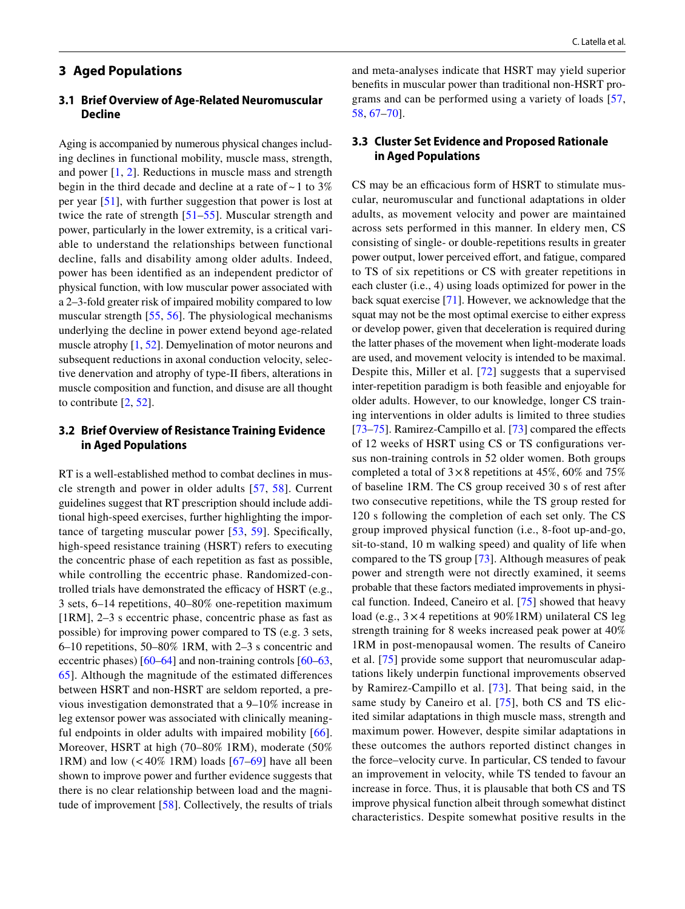## 3 Aged Populations

### 3.1 Brief Overview of Age-Related Neuromuscular Decline

Aging is accompanied by numerous physical changes including declines in functional mobility, muscle mass, strength, and power [1, 2]. Reductions in muscle mass and strength begin in the third decade and decline at a rate of ~ 1 to 3% per year [51], with further suggestion that power is lost at twice the rate of strength [51–55]. Muscular strength and power, particularly in the lower extremity, is a critical variable to understand the relationships between functional decline, falls and disability among older adults. Indeed, power has been identified as an independent predictor of physical function, with low muscular power associated with a 2–3-fold greater risk of impaired mobility compared to low muscular strength [55, 56]. The physiological mechanisms underlying the decline in power extend beyond age-related muscle atrophy [1, 52]. Demyelination of motor neurons and subsequent reductions in axonal conduction velocity, selective denervation and atrophy of type-II fibers, alterations in muscle composition and function, and disuse are all thought to contribute [2, 52].

### 3.2 Brief Overview of Resistance Training Evidence in Aged Populations

RT is a well-established method to combat declines in muscle strength and power in older adults [57, 58]. Current guidelines suggest that RT prescription should include additional high-speed exercises, further highlighting the importance of targeting muscular power [53, 59]. Specifically, high-speed resistance training (HSRT) refers to executing the concentric phase of each repetition as fast as possible, while controlling the eccentric phase. Randomized-controlled trials have demonstrated the efficacy of HSRT (e.g., 3 sets, 6–14 repetitions, 40–80% one-repetition maximum [1RM], 2–3 s eccentric phase, concentric phase as fast as possible) for improving power compared to TS (e.g. 3 sets, 6–10 repetitions, 50–80% 1RM, with 2–3 s concentric and eccentric phases) [60–64] and non-training controls [60–63, 65]. Although the magnitude of the estimated differences between HSRT and non-HSRT are seldom reported, a previous investigation demonstrated that a 9–10% increase in leg extensor power was associated with clinically meaningful endpoints in older adults with impaired mobility [66]. Moreover, HSRT at high (70–80% 1RM), moderate (50% 1RM) and low (< 40% 1RM) loads [67–69] have all been shown to improve power and further evidence suggests that there is no clear relationship between load and the magnitude of improvement [58]. Collectively, the results of trials and meta-analyses indicate that HSRT may yield superior benefits in muscular power than traditional non-HSRT programs and can be performed using a variety of loads [57, 58, 67–70].

### 3.3 Cluster Set Evidence and Proposed Rationale in Aged Populations

CS may be an efficacious form of HSRT to stimulate muscular, neuromuscular and functional adaptations in older adults, as movement velocity and power are maintained across sets performed in this manner. In eldery men, CS consisting of single- or double-repetitions results in greater power output, lower perceived effort, and fatigue, compared to TS of six repetitions or CS with greater repetitions in each cluster (i.e., 4) using loads optimized for power in the back squat exercise [71]. However, we acknowledge that the squat may not be the most optimal exercise to either express or develop power, given that deceleration is required during the latter phases of the movement when light-moderate loads are used, and movement velocity is intended to be maximal. Despite this, Miller et al. [72] suggests that a supervised inter-repetition paradigm is both feasible and enjoyable for older adults. However, to our knowledge, longer CS training interventions in older adults is limited to three studies [73–75]. Ramirez-Campillo et al. [73] compared the effects of 12 weeks of HSRT using CS or TS configurations versus non-training controls in 52 older women. Both groups completed a total of 3 × 8 repetitions at 45%, 60% and 75% of baseline 1RM. The CS group received 30 s of rest after two consecutive repetitions, while the TS group rested for 120 s following the completion of each set only. The CS group improved physical function (i.e., 8-foot up-and-go, sit-to-stand, 10 m walking speed) and quality of life when compared to the TS group [73]. Although measures of peak power and strength were not directly examined, it seems probable that these factors mediated improvements in physical function. Indeed, Caneiro et al. [75] showed that heavy load (e.g., 3 × 4 repetitions at 90%1RM) unilateral CS leg strength training for 8 weeks increased peak power at 40% 1RM in post-menopausal women. The results of Caneiro et al. [75] provide some support that neuromuscular adaptations likely underpin functional improvements observed by Ramirez-Campillo et al. [73]. That being said, in the same study by Caneiro et al. [75], both CS and TS elicited similar adaptations in thigh muscle mass, strength and maximum power. However, despite similar adaptations in these outcomes the authors reported distinct changes in the force–velocity curve. In particular, CS tended to favour an improvement in velocity, while TS tended to favour an increase in force. Thus, it is plausible that both CS and TS improve physical function albeit through somewhat distinct characteristics. Despite somewhat positive results in the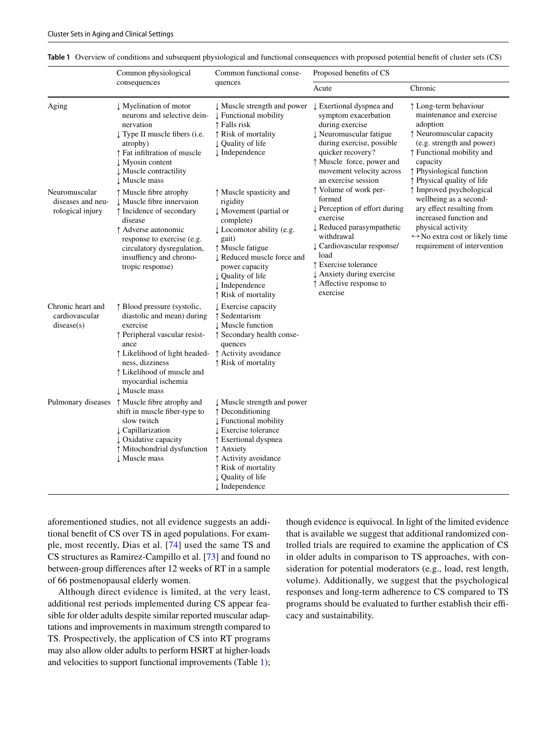**Table 1** Overview of conditions and subsequent physiological and functional consequences with proposed potential benefit of cluster sets (CS)

| | Common physiological consequences | Common functional consequences | Proposed benefits of CS | |
|---|---|---|---|---|
| | | | Acute | Chronic |
| Aging | ↓ Myelination of motor neurons and selective denervation<br>↓ Type II muscle fibers (i.e. atrophy)<br>↑ Fat infiltration of muscle<br>↓ Myosin content<br>↓ Muscle contractility<br>↓ Muscle mass | ↓ Muscle strength and power<br>↓ Functional mobility<br>↑ Falls risk<br>↑ Risk of mortality<br>↓ Quality of life<br>↓ Independence | ↓ Exertional dyspnea and symptom exacerbation during exercise<br>↓ Neuromuscular fatigue during exercise, possible quicker recovery?<br>↑ Muscle force, power and movement velocity across an exercise session<br>↑ Volume of work performed<br>↓ Perception of effort during exercise<br>↓ Reduced parasympathetic withdrawal<br>↓ Cardiovascular response/load<br>↑ Exercise tolerance<br>↓ Anxiety during exercise<br>↑ Affective response to exercise | ↑ Long-term behaviour maintenance and exercise adoption<br>↑ Neuromuscular capacity (e.g. strength and power)<br>↑ Functional mobility and capacity<br>↑ Physiological function<br>↑ Physical quality of life<br>↑ Improved psychological wellbeing as a secondary effect resulting from increased function and physical activity<br>↔ No extra cost or likely time requirement of intervention |
| Neuromuscular diseases and neurological injury | ↑ Muscle fibre atrophy<br>↓ Muscle fibre innervaion<br>↑ Incidence of secondary disease<br>↑ Adverse autonomic response to exercise (e.g. circulatory dysregulation, insuffiency and chronotropic response) | ↑ Muscle spasticity and rigidity<br>↓ Movement (partial or complete)<br>↓ Locomotor ability (e.g. gait)<br>↑ Muscle fatigue<br>↓ Reduced muscle force and power capacity<br>↓ Quality of life<br>↓ Independence<br>↑ Risk of mortality | | |
| Chronic heart and cardiovascular disease(s) | ↑ Blood pressure (systolic, diastolic and mean) during exercise<br>↑ Peripheral vascular resistance<br>↑ Likelihood of light headedness, dizziness<br>↑ Likelihood of muscle and myocardial ischemia<br>↓ Muscle mass | ↓ Exercise capacity<br>↑ Sedentarism<br>↓ Muscle function<br>↑ Secondary health consequences<br>↑ Activity avoidance<br>↑ Risk of mortality | | |
| Pulmonary diseases | ↑ Muscle fibre atrophy and shift in muscle fiber-type to slow twitch<br>↓ Capillarization<br>↓ Oxidative capacity<br>↑ Mitochondrial dysfunction<br>↓ Muscle mass | ↓ Muscle strength and power<br>↑ Deconditioning<br>↓ Functional mobility<br>↓ Exercise tolerance<br>↑ Exertional dyspnea<br>↑ Anxiety<br>↑ Activity avoidance<br>↑ Risk of mortality<br>↓ Quality of life<br>↓ Independence | | |

aforementioned studies, not all evidence suggests an additional benefit of CS over TS in aged populations. For example, most recently, Dias et al. [74] used the same TS and CS structures as Ramirez-Campillo et al. [73] and found no between-group differences after 12 weeks of RT in a sample of 66 postmenopausal elderly women.

Although direct evidence is limited, at the very least, additional rest periods implemented during CS appear feasible for older adults despite similar reported muscular adaptations and improvements in maximum strength compared to TS. Prospectively, the application of CS into RT programs may also allow older adults to perform HSRT at higher-loads and velocities to support functional improvements (Table 1); though evidence is equivocal. In light of the limited evidence that is available we suggest that additional randomized controlled trials are required to examine the application of CS in older adults in comparison to TS approaches, with consideration for potential moderators (e.g., load, rest length, volume). Additionally, we suggest that the psychological responses and long-term adherence to CS compared to TS programs should be evaluated to further establish their efficacy and sustainability.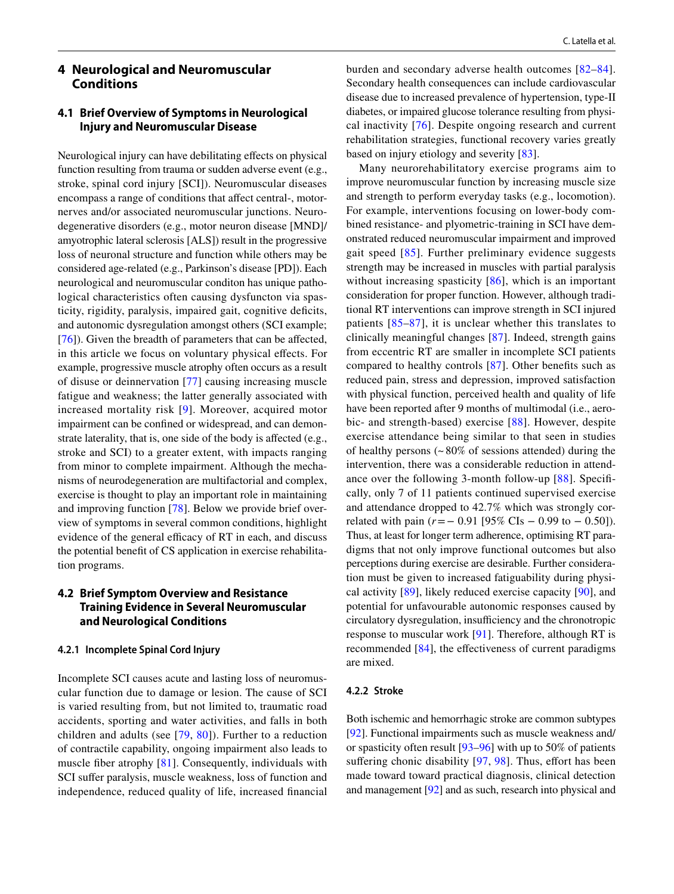## 4 Neurological and Neuromuscular Conditions

### 4.1 Brief Overview of Symptoms in Neurological Injury and Neuromuscular Disease

Neurological injury can have debilitating effects on physical function resulting from trauma or sudden adverse event (e.g., stroke, spinal cord injury [SCI]). Neuromuscular diseases encompass a range of conditions that affect central-, motor-nerves and/or associated neuromuscular junctions. Neurodegenerative disorders (e.g., motor neuron disease [MND]/amyotrophic lateral sclerosis [ALS]) result in the progressive loss of neuronal structure and function while others may be considered age-related (e.g., Parkinson's disease [PD]). Each neurological and neuromuscular conditon has unique pathological characteristics often causing dysfuncton via spasticity, rigidity, paralysis, impaired gait, cognitive deficits, and autonomic dysregulation amongst others (SCI example; [76]). Given the breadth of parameters that can be affected, in this article we focus on voluntary physical effects. For example, progressive muscle atrophy often occurs as a result of disuse or deinnervation [77] causing increasing muscle fatigue and weakness; the latter generally associated with increased mortality risk [9]. Moreover, acquired motor impairment can be confined or widespread, and can demonstrate laterality, that is, one side of the body is affected (e.g., stroke and SCI) to a greater extent, with impacts ranging from minor to complete impairment. Although the mechanisms of neurodegeneration are multifactorial and complex, exercise is thought to play an important role in maintaining and improving function [78]. Below we provide brief overview of symptoms in several common conditions, highlight evidence of the general efficacy of RT in each, and discuss the potential benefit of CS application in exercise rehabilitation programs.

### 4.2 Brief Symptom Overview and Resistance Training Evidence in Several Neuromuscular and Neurological Conditions

#### 4.2.1 Incomplete Spinal Cord Injury

Incomplete SCI causes acute and lasting loss of neuromuscular function due to damage or lesion. The cause of SCI is varied resulting from, but not limited to, traumatic road accidents, sporting and water activities, and falls in both children and adults (see [79, 80]). Further to a reduction of contractile capability, ongoing impairment also leads to muscle fiber atrophy [81]. Consequently, individuals with SCI suffer paralysis, muscle weakness, loss of function and independence, reduced quality of life, increased financial burden and secondary adverse health outcomes [82–84]. Secondary health consequences can include cardiovascular disease due to increased prevalence of hypertension, type-II diabetes, or impaired glucose tolerance resulting from physical inactivity [76]. Despite ongoing research and current rehabilitation strategies, functional recovery varies greatly based on injury etiology and severity [83].

Many neurorehabilitatory exercise programs aim to improve neuromuscular function by increasing muscle size and strength to perform everyday tasks (e.g., locomotion). For example, interventions focusing on lower-body combined resistance- and plyometric-training in SCI have demonstrated reduced neuromuscular impairment and improved gait speed [85]. Further preliminary evidence suggests strength may be increased in muscles with partial paralysis without increasing spasticity [86], which is an important consideration for proper function. However, although traditional RT interventions can improve strength in SCI injured patients [85–87], it is unclear whether this translates to clinically meaningful changes [87]. Indeed, strength gains from eccentric RT are smaller in incomplete SCI patients compared to healthy controls [87]. Other benefits such as reduced pain, stress and depression, improved satisfaction with physical function, perceived health and quality of life have been reported after 9 months of multimodal (i.e., aerobic- and strength-based) exercise [88]. However, despite exercise attendance being similar to that seen in studies of healthy persons (~ 80% of sessions attended) during the intervention, there was a considerable reduction in attendance over the following 3-month follow-up [88]. Specifically, only 7 of 11 patients continued supervised exercise and attendance dropped to 42.7% which was strongly correlated with pain ($r = -0.91$ [95% CIs $-0.99$ to $-0.50$]). Thus, at least for longer term adherence, optimising RT paradigms that not only improve functional outcomes but also perceptions during exercise are desirable. Further consideration must be given to increased fatiguability during physical activity [89], likely reduced exercise capacity [90], and potential for unfavourable autonomic responses caused by circulatory dysregulation, insufficiency and the chronotropic response to muscular work [91]. Therefore, although RT is recommended [84], the effectiveness of current paradigms are mixed.

#### 4.2.2 Stroke

Both ischemic and hemorrhagic stroke are common subtypes [92]. Functional impairments such as muscle weakness and/or spasticity often result [93–96] with up to 50% of patients suffering chonic disability [97, 98]. Thus, effort has been made toward toward practical diagnosis, clinical detection and management [92] and as such, research into physical and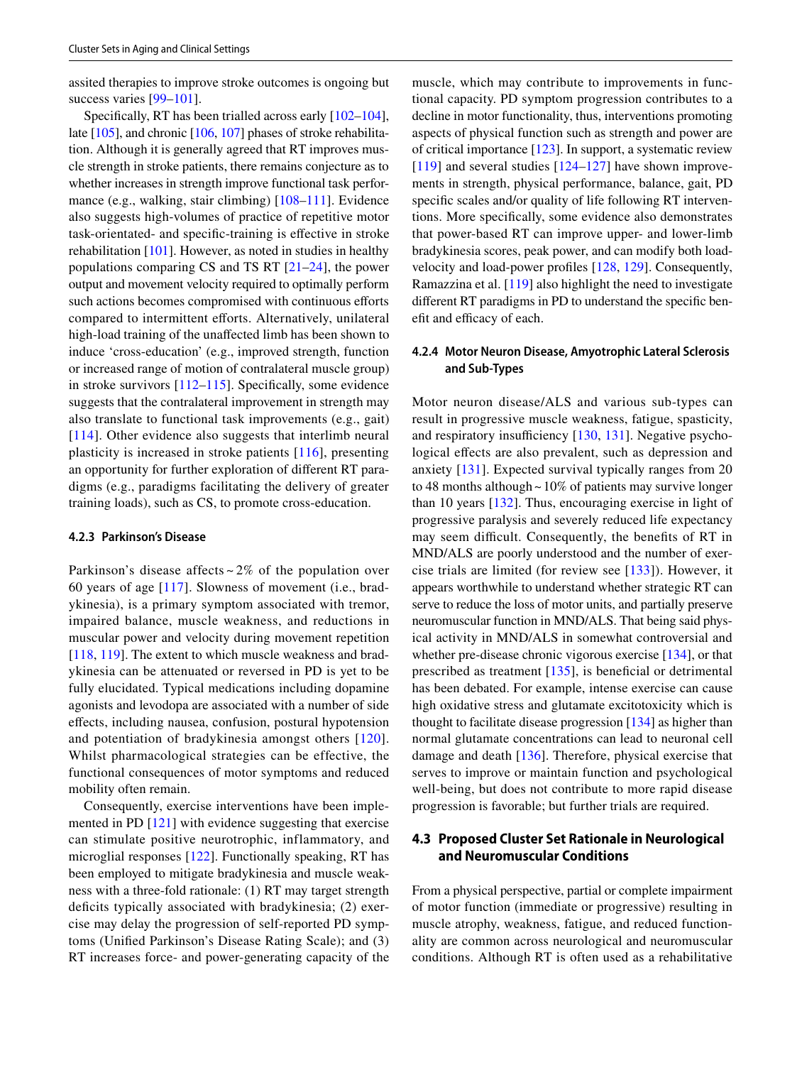assited therapies to improve stroke outcomes is ongoing but success varies [99–101].

Specifically, RT has been trialled across early [102–104], late [105], and chronic [106, 107] phases of stroke rehabilitation. Although it is generally agreed that RT improves muscle strength in stroke patients, there remains conjecture as to whether increases in strength improve functional task performance (e.g., walking, stair climbing) [108–111]. Evidence also suggests high-volumes of practice of repetitive motor task-orientated- and specific-training is effective in stroke rehabilitation [101]. However, as noted in studies in healthy populations comparing CS and TS RT [21–24], the power output and movement velocity required to optimally perform such actions becomes compromised with continuous efforts compared to intermittent efforts. Alternatively, unilateral high-load training of the unaffected limb has been shown to induce 'cross-education' (e.g., improved strength, function or increased range of motion of contralateral muscle group) in stroke survivors [112–115]. Specifically, some evidence suggests that the contralateral improvement in strength may also translate to functional task improvements (e.g., gait) [114]. Other evidence also suggests that interlimb neural plasticity is increased in stroke patients [116], presenting an opportunity for further exploration of different RT paradigms (e.g., paradigms facilitating the delivery of greater training loads), such as CS, to promote cross-education.

#### 4.2.3 Parkinson's Disease

Parkinson's disease affects ~ 2% of the population over 60 years of age [117]. Slowness of movement (i.e., bradykinesia), is a primary symptom associated with tremor, impaired balance, muscle weakness, and reductions in muscular power and velocity during movement repetition [118, 119]. The extent to which muscle weakness and bradykinesia can be attenuated or reversed in PD is yet to be fully elucidated. Typical medications including dopamine agonists and levodopa are associated with a number of side effects, including nausea, confusion, postural hypotension and potentiation of bradykinesia amongst others [120]. Whilst pharmacological strategies can be effective, the functional consequences of motor symptoms and reduced mobility often remain.

Consequently, exercise interventions have been implemented in PD [121] with evidence suggesting that exercise can stimulate positive neurotrophic, inflammatory, and microglial responses [122]. Functionally speaking, RT has been employed to mitigate bradykinesia and muscle weakness with a three-fold rationale: (1) RT may target strength deficits typically associated with bradykinesia; (2) exercise may delay the progression of self-reported PD symptoms (Unified Parkinson's Disease Rating Scale); and (3) RT increases force- and power-generating capacity of the muscle, which may contribute to improvements in functional capacity. PD symptom progression contributes to a decline in motor functionality, thus, interventions promoting aspects of physical function such as strength and power are of critical importance [123]. In support, a systematic review [119] and several studies [124–127] have shown improvements in strength, physical performance, balance, gait, PD specific scales and/or quality of life following RT interventions. More specifically, some evidence also demonstrates that power-based RT can improve upper- and lower-limb bradykinesia scores, peak power, and can modify both load-velocity and load-power profiles [128, 129]. Consequently, Ramazzina et al. [119] also highlight the need to investigate different RT paradigms in PD to understand the specific benefit and efficacy of each.

#### 4.2.4 Motor Neuron Disease, Amyotrophic Lateral Sclerosis and Sub-Types

Motor neuron disease/ALS and various sub-types can result in progressive muscle weakness, fatigue, spasticity, and respiratory insufficiency [130, 131]. Negative psychological effects are also prevalent, such as depression and anxiety [131]. Expected survival typically ranges from 20 to 48 months although ~ 10% of patients may survive longer than 10 years [132]. Thus, encouraging exercise in light of progressive paralysis and severely reduced life expectancy may seem difficult. Consequently, the benefits of RT in MND/ALS are poorly understood and the number of exercise trials are limited (for review see [133]). However, it appears worthwhile to understand whether strategic RT can serve to reduce the loss of motor units, and partially preserve neuromuscular function in MND/ALS. That being said physical activity in MND/ALS in somewhat controversial and whether pre-disease chronic vigorous exercise [134], or that prescribed as treatment [135], is beneficial or detrimental has been debated. For example, intense exercise can cause high oxidative stress and glutamate excitotoxicity which is thought to facilitate disease progression [134] as higher than normal glutamate concentrations can lead to neuronal cell damage and death [136]. Therefore, physical exercise that serves to improve or maintain function and psychological well-being, but does not contribute to more rapid disease progression is favorable; but further trials are required.

### 4.3 Proposed Cluster Set Rationale in Neurological and Neuromuscular Conditions

From a physical perspective, partial or complete impairment of motor function (immediate or progressive) resulting in muscle atrophy, weakness, fatigue, and reduced functionality are common across neurological and neuromuscular conditions. Although RT is often used as a rehabilitative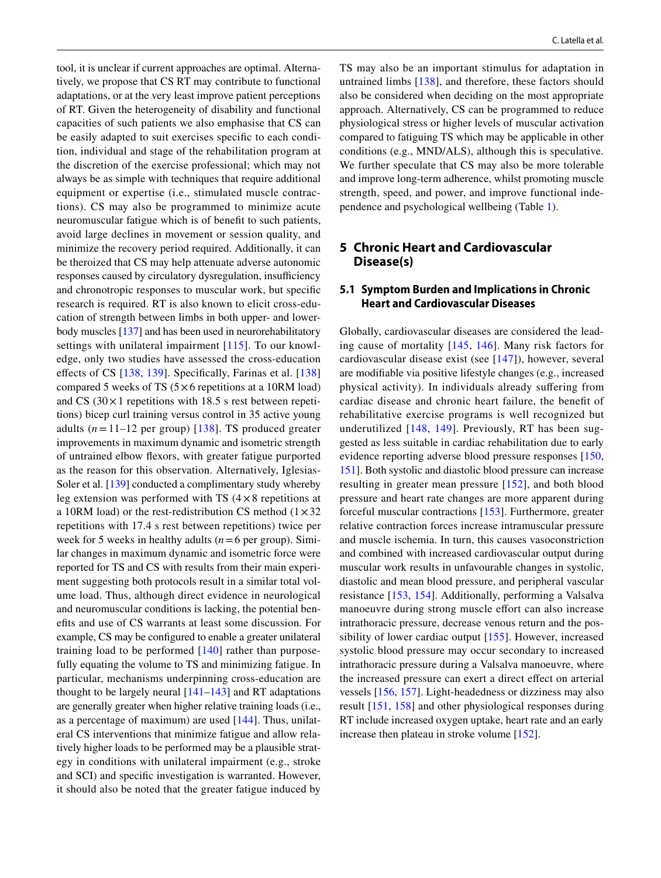tool, it is unclear if current approaches are optimal. Alternatively, we propose that CS RT may contribute to functional adaptations, or at the very least improve patient perceptions of RT. Given the heterogeneity of disability and functional capacities of such patients we also emphasise that CS can be easily adapted to suit exercises specific to each condition, individual and stage of the rehabilitation program at the discretion of the exercise professional; which may not always be as simple with techniques that require additional equipment or expertise (i.e., stimulated muscle contractions). CS may also be programmed to minimize acute neuromuscular fatigue which is of benefit to such patients, avoid large declines in movement or session quality, and minimize the recovery period required. Additionally, it can be theroized that CS may help attenuate adverse autonomic responses caused by circulatory dysregulation, insufficiency and chronotropic responses to muscular work, but specific research is required. RT is also known to elicit cross-education of strength between limbs in both upper- and lower-body muscles [137] and has been used in neurorehabilitatory settings with unilateral impairment [115]. To our knowledge, only two studies have assessed the cross-education effects of CS [138, 139]. Specifically, Farinas et al. [138] compared 5 weeks of TS ($5\times6$ repetitions at a 10RM load) and CS ($30\times1$ repetitions with 18.5 s rest between repetitions) bicep curl training versus control in 35 active young adults ($n=11$–12 per group) [138]. TS produced greater improvements in maximum dynamic and isometric strength of untrained elbow flexors, with greater fatigue purported as the reason for this observation. Alternatively, Iglesias-Soler et al. [139] conducted a complimentary study whereby leg extension was performed with TS ($4\times8$ repetitions at a 10RM load) or the rest-redistribution CS method ($1\times32$ repetitions with 17.4 s rest between repetitions) twice per week for 5 weeks in healthy adults ($n=6$ per group). Similar changes in maximum dynamic and isometric force were reported for TS and CS with results from their main experiment suggesting both protocols result in a similar total volume load. Thus, although direct evidence in neurological and neuromuscular conditions is lacking, the potential benefits and use of CS warrants at least some discussion. For example, CS may be configured to enable a greater unilateral training load to be performed [140] rather than purposefully equating the volume to TS and minimizing fatigue. In particular, mechanisms underpinning cross-education are thought to be largely neural [141–143] and RT adaptations are generally greater when higher relative training loads (i.e., as a percentage of maximum) are used [144]. Thus, unilateral CS interventions that minimize fatigue and allow relatively higher loads to be performed may be a plausible strategy in conditions with unilateral impairment (e.g., stroke and SCI) and specific investigation is warranted. However, it should also be noted that the greater fatigue induced by TS may also be an important stimulus for adaptation in untrained limbs [138], and therefore, these factors should also be considered when deciding on the most appropriate approach. Alternatively, CS can be programmed to reduce physiological stress or higher levels of muscular activation compared to fatiguing TS which may be applicable in other conditions (e.g., MND/ALS), although this is speculative. We further speculate that CS may also be more tolerable and improve long-term adherence, whilst promoting muscle strength, speed, and power, and improve functional independence and psychological wellbeing (Table 1).

## 5 Chronic Heart and Cardiovascular Disease(s)

### 5.1 Symptom Burden and Implications in Chronic Heart and Cardiovascular Diseases

Globally, cardiovascular diseases are considered the leading cause of mortality [145, 146]. Many risk factors for cardiovascular disease exist (see [147]), however, several are modifiable via positive lifestyle changes (e.g., increased physical activity). In individuals already suffering from cardiac disease and chronic heart failure, the benefit of rehabilitative exercise programs is well recognized but underutilized [148, 149]. Previously, RT has been suggested as less suitable in cardiac rehabilitation due to early evidence reporting adverse blood pressure responses [150, 151]. Both systolic and diastolic blood pressure can increase resulting in greater mean pressure [152], and both blood pressure and heart rate changes are more apparent during forceful muscular contractions [153]. Furthermore, greater relative contraction forces increase intramuscular pressure and muscle ischemia. In turn, this causes vasoconstriction and combined with increased cardiovascular output during muscular work results in unfavourable changes in systolic, diastolic and mean blood pressure, and peripheral vascular resistance [153, 154]. Additionally, performing a Valsalva manoeuvre during strong muscle effort can also increase intrathoracic pressure, decrease venous return and the possibility of lower cardiac output [155]. However, increased systolic blood pressure may occur secondary to increased intrathoracic pressure during a Valsalva manoeuvre, where the increased pressure can exert a direct effect on arterial vessels [156, 157]. Light-headedness or dizziness may also result [151, 158] and other physiological responses during RT include increased oxygen uptake, heart rate and an early increase then plateau in stroke volume [152].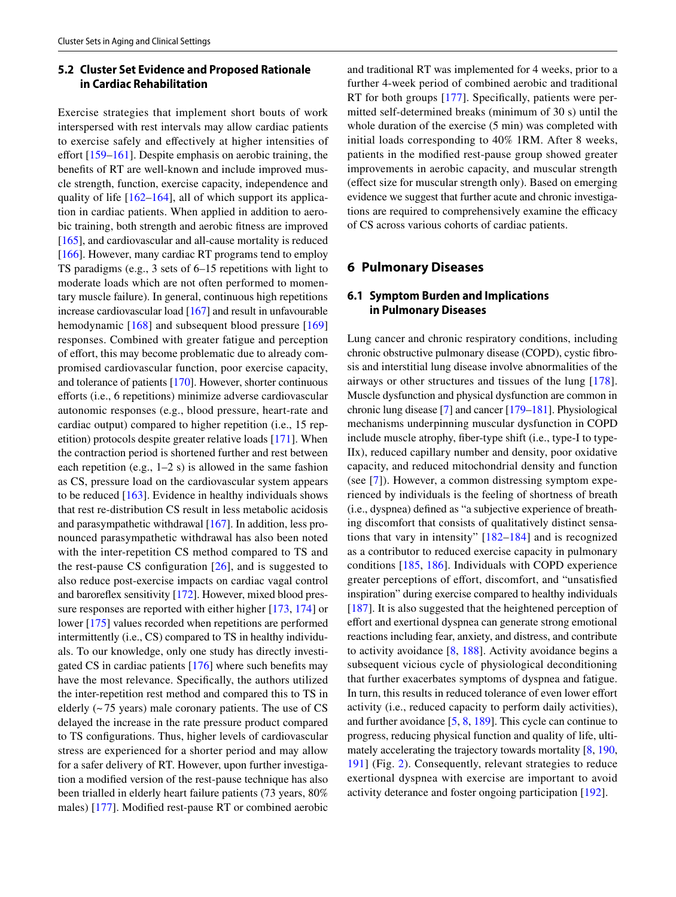### 5.2 Cluster Set Evidence and Proposed Rationale in Cardiac Rehabilitation

Exercise strategies that implement short bouts of work interspersed with rest intervals may allow cardiac patients to exercise safely and effectively at higher intensities of effort [159–161]. Despite emphasis on aerobic training, the benefits of RT are well-known and include improved muscle strength, function, exercise capacity, independence and quality of life [162–164], all of which support its application in cardiac patients. When applied in addition to aerobic training, both strength and aerobic fitness are improved [165], and cardiovascular and all-cause mortality is reduced [166]. However, many cardiac RT programs tend to employ TS paradigms (e.g., 3 sets of 6–15 repetitions with light to moderate loads which are not often performed to momentary muscle failure). In general, continuous high repetitions increase cardiovascular load [167] and result in unfavourable hemodynamic [168] and subsequent blood pressure [169] responses. Combined with greater fatigue and perception of effort, this may become problematic due to already compromised cardiovascular function, poor exercise capacity, and tolerance of patients [170]. However, shorter continuous efforts (i.e., 6 repetitions) minimize adverse cardiovascular autonomic responses (e.g., blood pressure, heart-rate and cardiac output) compared to higher repetition (i.e., 15 repetition) protocols despite greater relative loads [171]. When the contraction period is shortened further and rest between each repetition (e.g., 1–2 s) is allowed in the same fashion as CS, pressure load on the cardiovascular system appears to be reduced [163]. Evidence in healthy individuals shows that rest re-distribution CS result in less metabolic acidosis and parasympathetic withdrawal [167]. In addition, less pronounced parasympathetic withdrawal has also been noted with the inter-repetition CS method compared to TS and the rest-pause CS configuration [26], and is suggested to also reduce post-exercise impacts on cardiac vagal control and baroreflex sensitivity [172]. However, mixed blood pressure responses are reported with either higher [173, 174] or lower [175] values recorded when repetitions are performed intermittently (i.e., CS) compared to TS in healthy individuals. To our knowledge, only one study has directly investigated CS in cardiac patients [176] where such benefits may have the most relevance. Specifically, the authors utilized the inter-repetition rest method and compared this to TS in elderly (~75 years) male coronary patients. The use of CS delayed the increase in the rate pressure product compared to TS configurations. Thus, higher levels of cardiovascular stress are experienced for a shorter period and may allow for a safer delivery of RT. However, upon further investigation a modified version of the rest-pause technique has also been trialled in elderly heart failure patients (73 years, 80% males) [177]. Modified rest-pause RT or combined aerobic and traditional RT was implemented for 4 weeks, prior to a further 4-week period of combined aerobic and traditional RT for both groups [177]. Specifically, patients were permitted self-determined breaks (minimum of 30 s) until the whole duration of the exercise (5 min) was completed with initial loads corresponding to 40% 1RM. After 8 weeks, patients in the modified rest-pause group showed greater improvements in aerobic capacity, and muscular strength (effect size for muscular strength only). Based on emerging evidence we suggest that further acute and chronic investigations are required to comprehensively examine the efficacy of CS across various cohorts of cardiac patients.

## 6 Pulmonary Diseases

### 6.1 Symptom Burden and Implications in Pulmonary Diseases

Lung cancer and chronic respiratory conditions, including chronic obstructive pulmonary disease (COPD), cystic fibrosis and interstitial lung disease involve abnormalities of the airways or other structures and tissues of the lung [178]. Muscle dysfunction and physical dysfunction are common in chronic lung disease [7] and cancer [179–181]. Physiological mechanisms underpinning muscular dysfunction in COPD include muscle atrophy, fiber-type shift (i.e., type-I to type-IIx), reduced capillary number and density, poor oxidative capacity, and reduced mitochondrial density and function (see [7]). However, a common distressing symptom experienced by individuals is the feeling of shortness of breath (i.e., dyspnea) defined as "a subjective experience of breathing discomfort that consists of qualitatively distinct sensations that vary in intensity" [182–184] and is recognized as a contributor to reduced exercise capacity in pulmonary conditions [185, 186]. Individuals with COPD experience greater perceptions of effort, discomfort, and "unsatisfied inspiration" during exercise compared to healthy individuals [187]. It is also suggested that the heightened perception of effort and exertional dyspnea can generate strong emotional reactions including fear, anxiety, and distress, and contribute to activity avoidance [8, 188]. Activity avoidance begins a subsequent vicious cycle of physiological deconditioning that further exacerbates symptoms of dyspnea and fatigue. In turn, this results in reduced tolerance of even lower effort activity (i.e., reduced capacity to perform daily activities), and further avoidance [5, 8, 189]. This cycle can continue to progress, reducing physical function and quality of life, ultimately accelerating the trajectory towards mortality [8, 190, 191] (Fig. 2). Consequently, relevant strategies to reduce exertional dyspnea with exercise are important to avoid activity deterance and foster ongoing participation [192].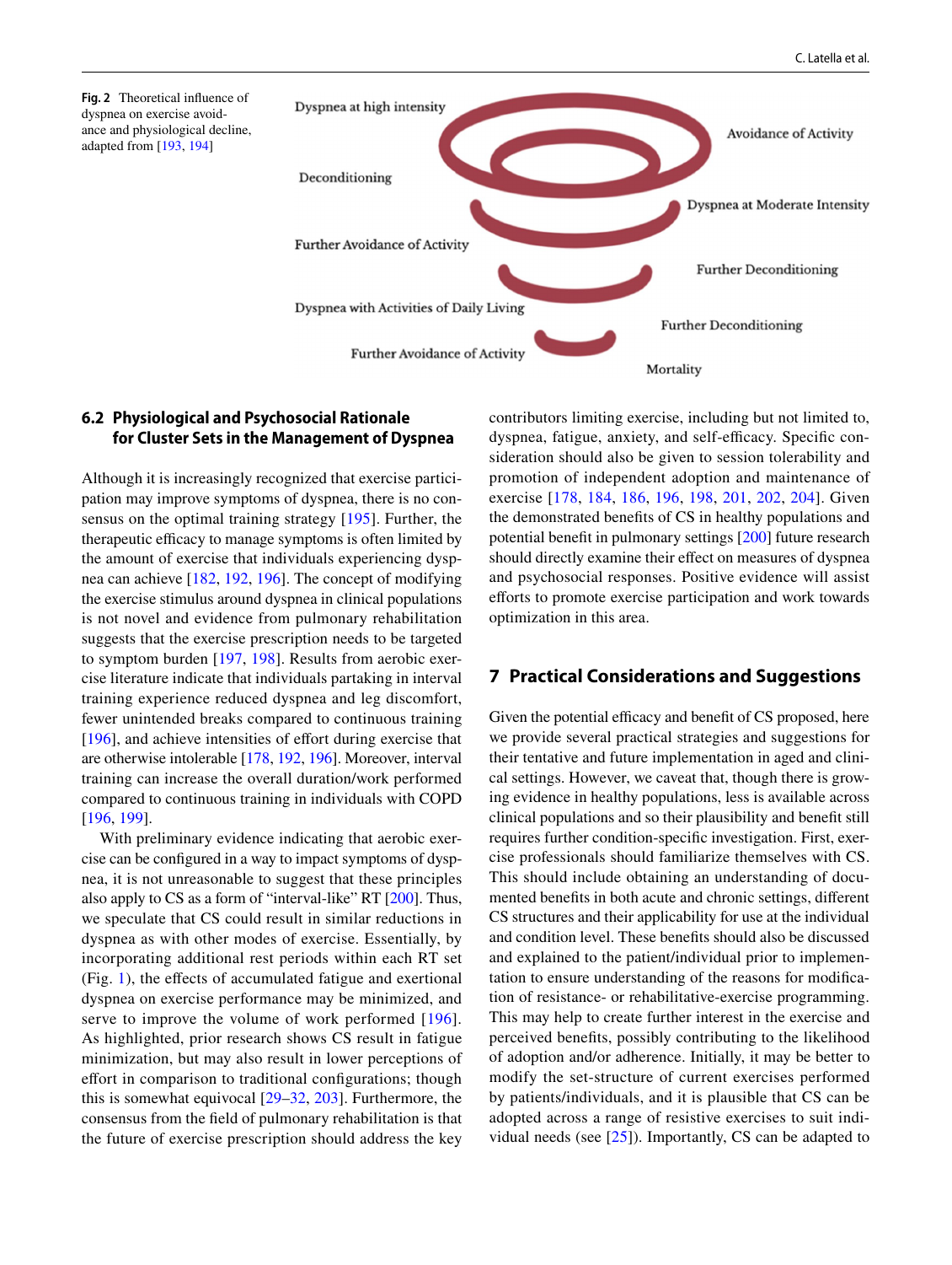**Fig. 2** Theoretical influence of dyspnea on exercise avoidance and physiological decline, adapted from [193, 194]

Dyspnea at high intensity

Avoidance of Activity

Deconditioning

Dyspnea at Moderate Intensity

Further Avoidance of Activity

Further Deconditioning

Dyspnea with Activities of Daily Living

Further Deconditioning

Further Avoidance of Activity

Mortality

### 6.2 Physiological and Psychosocial Rationale for Cluster Sets in the Management of Dyspnea

Although it is increasingly recognized that exercise participation may improve symptoms of dyspnea, there is no consensus on the optimal training strategy [195]. Further, the therapeutic efficacy to manage symptoms is often limited by the amount of exercise that individuals experiencing dyspnea can achieve [182, 192, 196]. The concept of modifying the exercise stimulus around dyspnea in clinical populations is not novel and evidence from pulmonary rehabilitation suggests that the exercise prescription needs to be targeted to symptom burden [197, 198]. Results from aerobic exercise literature indicate that individuals partaking in interval training experience reduced dyspnea and leg discomfort, fewer unintended breaks compared to continuous training [196], and achieve intensities of effort during exercise that are otherwise intolerable [178, 192, 196]. Moreover, interval training can increase the overall duration/work performed compared to continuous training in individuals with COPD [196, 199].

With preliminary evidence indicating that aerobic exercise can be configured in a way to impact symptoms of dyspnea, it is not unreasonable to suggest that these principles also apply to CS as a form of "interval-like" RT [200]. Thus, we speculate that CS could result in similar reductions in dyspnea as with other modes of exercise. Essentially, by incorporating additional rest periods within each RT set (Fig. 1), the effects of accumulated fatigue and exertional dyspnea on exercise performance may be minimized, and serve to improve the volume of work performed [196]. As highlighted, prior research shows CS result in fatigue minimization, but may also result in lower perceptions of effort in comparison to traditional configurations; though this is somewhat equivocal [29–32, 203]. Furthermore, the consensus from the field of pulmonary rehabilitation is that the future of exercise prescription should address the key contributors limiting exercise, including but not limited to, dyspnea, fatigue, anxiety, and self-efficacy. Specific consideration should also be given to session tolerability and promotion of independent adoption and maintenance of exercise [178, 184, 186, 196, 198, 201, 202, 204]. Given the demonstrated benefits of CS in healthy populations and potential benefit in pulmonary settings [200] future research should directly examine their effect on measures of dyspnea and psychosocial responses. Positive evidence will assist efforts to promote exercise participation and work towards optimization in this area.

## 7 Practical Considerations and Suggestions

Given the potential efficacy and benefit of CS proposed, here we provide several practical strategies and suggestions for their tentative and future implementation in aged and clinical settings. However, we caveat that, though there is growing evidence in healthy populations, less is available across clinical populations and so their plausibility and benefit still requires further condition-specific investigation. First, exercise professionals should familiarize themselves with CS. This should include obtaining an understanding of documented benefits in both acute and chronic settings, different CS structures and their applicability for use at the individual and condition level. These benefits should also be discussed and explained to the patient/individual prior to implementation to ensure understanding of the reasons for modification of resistance- or rehabilitative-exercise programming. This may help to create further interest in the exercise and perceived benefits, possibly contributing to the likelihood of adoption and/or adherence. Initially, it may be better to modify the set-structure of current exercises performed by patients/individuals, and it is plausible that CS can be adopted across a range of resistive exercises to suit individual needs (see [25]). Importantly, CS can be adapted to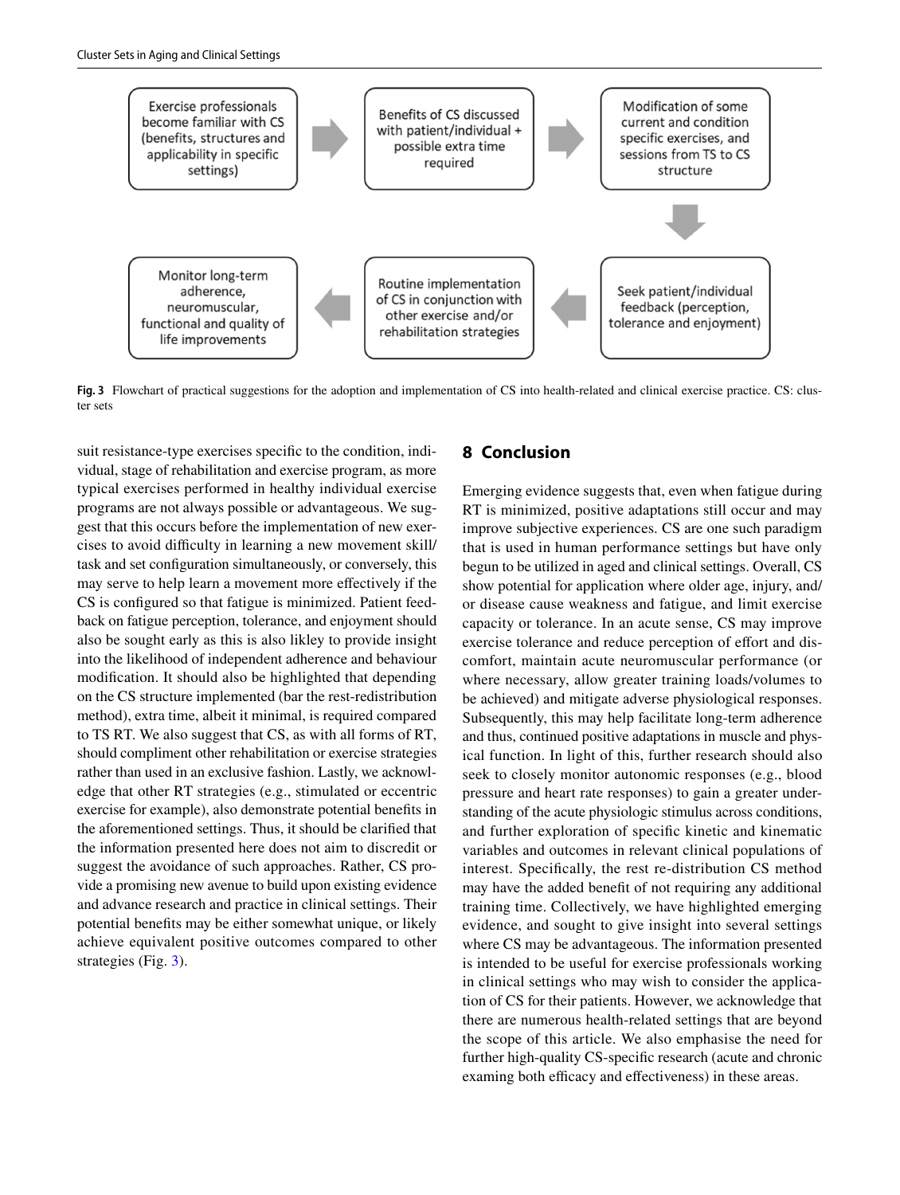Exercise professionals become familiar with CS (benefits, structures and applicability in specific settings) → Benefits of CS discussed with patient/individual + possible extra time required → Modification of some current and condition specific exercises, and sessions from TS to CS structure → Seek patient/individual feedback (perception, tolerance and enjoyment) → Routine implementation of CS in conjunction with other exercise and/or rehabilitation strategies → Monitor long-term adherence, neuromuscular, functional and quality of life improvements

**Fig. 3** Flowchart of practical suggestions for the adoption and implementation of CS into health-related and clinical exercise practice. CS: cluster sets

suit resistance-type exercises specific to the condition, individual, stage of rehabilitation and exercise program, as more typical exercises performed in healthy individual exercise programs are not always possible or advantageous. We suggest that this occurs before the implementation of new exercises to avoid difficulty in learning a new movement skill/task and set configuration simultaneously, or conversely, this may serve to help learn a movement more effectively if the CS is configured so that fatigue is minimized. Patient feedback on fatigue perception, tolerance, and enjoyment should also be sought early as this is also likley to provide insight into the likelihood of independent adherence and behaviour modification. It should also be highlighted that depending on the CS structure implemented (bar the rest-redistribution method), extra time, albeit it minimal, is required compared to TS RT. We also suggest that CS, as with all forms of RT, should compliment other rehabilitation or exercise strategies rather than used in an exclusive fashion. Lastly, we acknowledge that other RT strategies (e.g., stimulated or eccentric exercise for example), also demonstrate potential benefits in the aforementioned settings. Thus, it should be clarified that the information presented here does not aim to discredit or suggest the avoidance of such approaches. Rather, CS provide a promising new avenue to build upon existing evidence and advance research and practice in clinical settings. Their potential benefits may be either somewhat unique, or likely achieve equivalent positive outcomes compared to other strategies (Fig. 3).

## 8 Conclusion

Emerging evidence suggests that, even when fatigue during RT is minimized, positive adaptations still occur and may improve subjective experiences. CS are one such paradigm that is used in human performance settings but have only begun to be utilized in aged and clinical settings. Overall, CS show potential for application where older age, injury, and/or disease cause weakness and fatigue, and limit exercise capacity or tolerance. In an acute sense, CS may improve exercise tolerance and reduce perception of effort and discomfort, maintain acute neuromuscular performance (or where necessary, allow greater training loads/volumes to be achieved) and mitigate adverse physiological responses. Subsequently, this may help facilitate long-term adherence and thus, continued positive adaptations in muscle and physical function. In light of this, further research should also seek to closely monitor autonomic responses (e.g., blood pressure and heart rate responses) to gain a greater understanding of the acute physiologic stimulus across conditions, and further exploration of specific kinetic and kinematic variables and outcomes in relevant clinical populations of interest. Specifically, the rest re-distribution CS method may have the added benefit of not requiring any additional training time. Collectively, we have highlighted emerging evidence, and sought to give insight into several settings where CS may be advantageous. The information presented is intended to be useful for exercise professionals working in clinical settings who may wish to consider the application of CS for their patients. However, we acknowledge that there are numerous health-related settings that are beyond the scope of this article. We also emphasise the need for further high-quality CS-specific research (acute and chronic examing both efficacy and effectiveness) in these areas.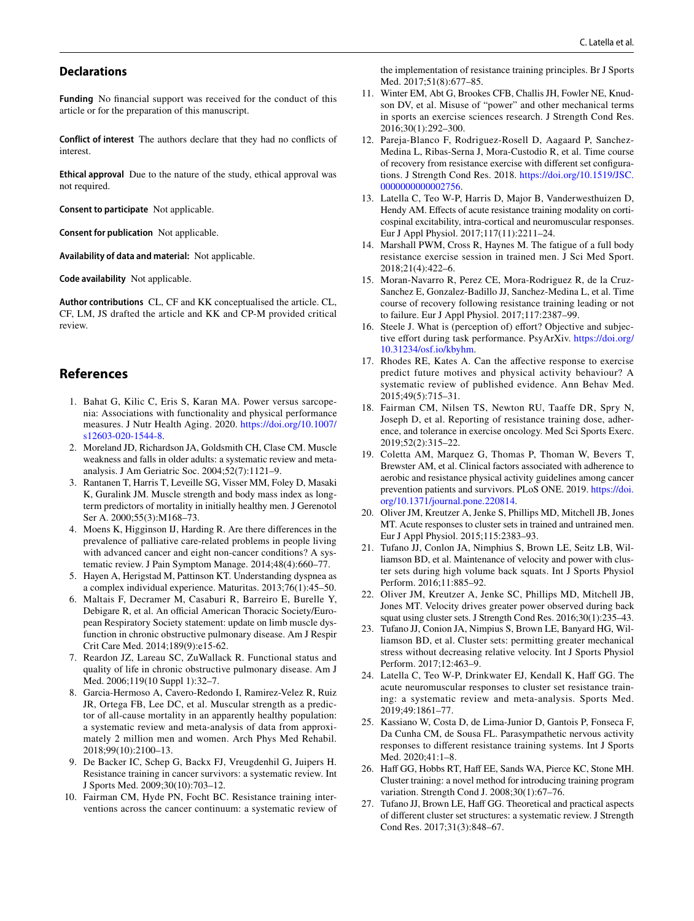## Declarations

**Funding** No financial support was received for the conduct of this article or for the preparation of this manuscript.

**Conflict of interest** The authors declare that they had no conflicts of interest.

**Ethical approval** Due to the nature of the study, ethical approval was not required.

**Consent to participate** Not applicable.

**Consent for publication** Not applicable.

**Availability of data and material:** Not applicable.

**Code availability** Not applicable.

**Author contributions** CL, CF and KK conceptualised the article. CL, CF, LM, JS drafted the article and KK and CP-M provided critical review.

## References

1. Bahat G, Kilic C, Eris S, Karan MA. Power versus sarcopenia: Associations with functionality and physical performance measures. J Nutr Health Aging. 2020. https://doi.org/10.1007/s12603-020-1544-8.
2. Moreland JD, Richardson JA, Goldsmith CH, Clase CM. Muscle weakness and falls in older adults: a systematic review and meta-analysis. J Am Geriatric Soc. 2004;52(7):1121–9.
3. Rantanen T, Harris T, Leveille SG, Visser MM, Foley D, Masaki K, Guralink JM. Muscle strength and body mass index as long-term predictors of mortality in initially healthy men. J Gerenotol Ser A. 2000;55(3):M168–73.
4. Moens K, Higginson IJ, Harding R. Are there differences in the prevalence of palliative care-related problems in people living with advanced cancer and eight non-cancer conditions? A systematic review. J Pain Symptom Manage. 2014;48(4):660–77.
5. Hayen A, Herigstad M, Pattinson KT. Understanding dyspnea as a complex individual experience. Maturitas. 2013;76(1):45–50.
6. Maltais F, Decramer M, Casaburi R, Barreiro E, Burelle Y, Debigare R, et al. An official American Thoracic Society/European Respiratory Society statement: update on limb muscle dysfunction in chronic obstructive pulmonary disease. Am J Respir Crit Care Med. 2014;189(9):e15-62.
7. Reardon JZ, Lareau SC, ZuWallack R. Functional status and quality of life in chronic obstructive pulmonary disease. Am J Med. 2006;119(10 Suppl 1):32–7.
8. Garcia-Hermoso A, Cavero-Redondo I, Ramirez-Velez R, Ruiz JR, Ortega FB, Lee DC, et al. Muscular strength as a predictor of all-cause mortality in an apparently healthy population: a systematic review and meta-analysis of data from approximately 2 million men and women. Arch Phys Med Rehabil. 2018;99(10):2100–13.
9. De Backer IC, Schep G, Backx FJ, Vreugdenhil G, Juipers H. Resistance training in cancer survivors: a systematic review. Int J Sports Med. 2009;30(10):703–12.
10. Fairman CM, Hyde PN, Focht BC. Resistance training interventions across the cancer continuum: a systematic review of the implementation of resistance training principles. Br J Sports Med. 2017;51(8):677–85.
11. Winter EM, Abt G, Brookes CFB, Challis JH, Fowler NE, Knudson DV, et al. Misuse of "power" and other mechanical terms in sports an exercise sciences research. J Strength Cond Res. 2016;30(1):292–300.
12. Pareja-Blanco F, Rodriguez-Rosell D, Aagaard P, Sanchez-Medina L, Ribas-Serna J, Mora-Custodio R, et al. Time course of recovery from resistance exercise with different set configurations. J Strength Cond Res. 2018. https://doi.org/10.1519/JSC.0000000000002756.
13. Latella C, Teo W-P, Harris D, Major B, Vanderwesthuizen D, Hendy AM. Effects of acute resistance training modality on corticospinal excitability, intra-cortical and neuromuscular responses. Eur J Appl Physiol. 2017;117(11):2211–24.
14. Marshall PWM, Cross R, Haynes M. The fatigue of a full body resistance exercise session in trained men. J Sci Med Sport. 2018;21(4):422–6.
15. Moran-Navarro R, Perez CE, Mora-Rodriguez R, de la Cruz-Sanchez E, Gonzalez-Badillo JJ, Sanchez-Medina L, et al. Time course of recovery following resistance training leading or not to failure. Eur J Appl Physiol. 2017;117:2387–99.
16. Steele J. What is (perception of) effort? Objective and subjective effort during task performance. PsyArXiv. https://doi.org/10.31234/osf.io/kbyhm.
17. Rhodes RE, Kates A. Can the affective response to exercise predict future motives and physical activity behaviour? A systematic review of published evidence. Ann Behav Med. 2015;49(5):715–31.
18. Fairman CM, Nilsen TS, Newton RU, Taaffe DR, Spry N, Joseph D, et al. Reporting of resistance training dose, adherence, and tolerance in exercise oncology. Med Sci Sports Exerc. 2019;52(2):315–22.
19. Coletta AM, Marquez G, Thomas P, Thoman W, Bevers T, Brewster AM, et al. Clinical factors associated with adherence to aerobic and resistance physical activity guidelines among cancer prevention patients and survivors. PLoS ONE. 2019. https://doi.org/10.1371/journal.pone.220814.
20. Oliver JM, Kreutzer A, Jenke S, Phillips MD, Mitchell JB, Jones MT. Acute responses to cluster sets in trained and untrained men. Eur J Appl Physiol. 2015;115:2383–93.
21. Tufano JJ, Conlon JA, Nimphius S, Brown LE, Seitz LB, Williamson BD, et al. Maintenance of velocity and power with cluster sets during high volume back squats. Int J Sports Physiol Perform. 2016;11:885–92.
22. Oliver JM, Kreutzer A, Jenke SC, Phillips MD, Mitchell JB, Jones MT. Velocity drives greater power observed during back squat using cluster sets. J Strength Cond Res. 2016;30(1):235–43.
23. Tufano JJ, Conion JA, Nimpius S, Brown LE, Banyard HG, Williamson BD, et al. Cluster sets: permitting greater mechanical stress without decreasing relative velocity. Int J Sports Physiol Perform. 2017;12:463–9.
24. Latella C, Teo W-P, Drinkwater EJ, Kendall K, Haff GG. The acute neuromuscular responses to cluster set resistance training: a systematic review and meta-analysis. Sports Med. 2019;49:1861–77.
25. Kassiano W, Costa D, de Lima-Junior D, Gantois P, Fonseca F, Da Cunha CM, de Sousa FL. Parasympathetic nervous activity responses to different resistance training systems. Int J Sports Med. 2020;41:1–8.
26. Haff GG, Hobbs RT, Haff EE, Sands WA, Pierce KC, Stone MH. Cluster training: a novel method for introducing training program variation. Strength Cond J. 2008;30(1):67–76.
27. Tufano JJ, Brown LE, Haff GG. Theoretical and practical aspects of different cluster set structures: a systematic review. J Strength Cond Res. 2017;31(3):848–67.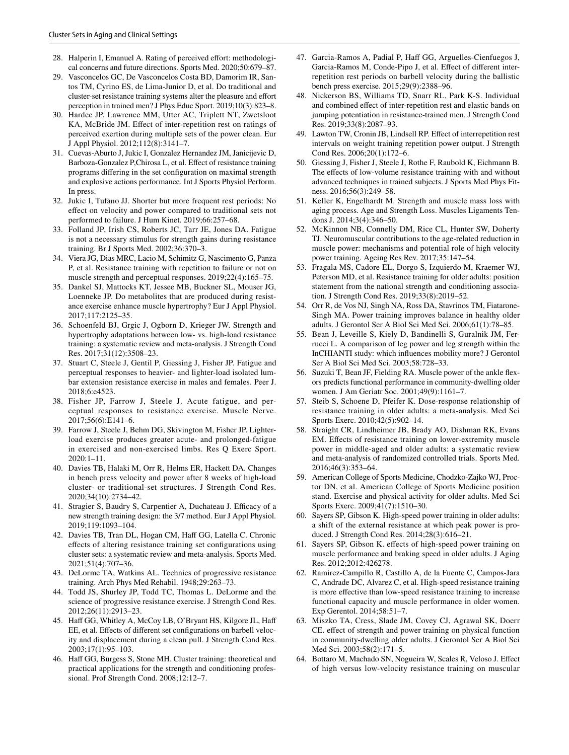28. Halperin I, Emanuel A. Rating of perceived effort: methodological concerns and future directions. Sports Med. 2020;50:679–87.
29. Vasconcelos GC, De Vasconcelos Costa BD, Damorim IR, Santos TM, Cyrino ES, de Lima-Junior D, et al. Do traditional and cluster-set resistance training systems alter the pleasure and effort perception in trained men? J Phys Educ Sport. 2019;10(3):823–8.
30. Hardee JP, Lawrence MM, Utter AC, Triplett NT, Zwetsloot KA, McBride JM. Effect of inter-repetition rest on ratings of perceived exertion during multiple sets of the power clean. Eur J Appl Physiol. 2012;112(8):3141–7.
31. Cuevas-Aburto J, Jukic I, Gonzalez Hernandez JM, Janicijevic D, Barboza-Gonzalez P,Chirosa L, et al. Effect of resistance training programs differing in the set configuration on maximal strength and explosive actions performance. Int J Sports Physiol Perform. In press.
32. Jukic I, Tufano JJ. Shorter but more frequent rest periods: No effect on velocity and power compared to traditional sets not performed to failure. J Hum Kinet. 2019;66:257–68.
33. Folland JP, Irish CS, Roberts JC, Tarr JE, Jones DA. Fatigue is not a necessary stimulus for strength gains during resistance training. Br J Sports Med. 2002;36:370–3.
34. Viera JG, Dias MRC, Lacio M, Schimitz G, Nascimento G, Panza P, et al. Resistance training with repetition to failure or not on muscle strength and perceptual responses. 2019;22(4):165–75.
35. Dankel SJ, Mattocks KT, Jessee MB, Buckner SL, Mouser JG, Loenneke JP. Do metabolites that are produced during resistance exercise enhance muscle hypertrophy? Eur J Appl Physiol. 2017;117:2125–35.
36. Schoenfeld BJ, Grgic J, Ogborn D, Krieger JW. Strength and hypertrophy adaptations between low- vs. high-load resistance training: a systematic review and meta-analysis. J Strength Cond Res. 2017;31(12):3508–23.
37. Stuart C, Steele J, Gentil P, Giessing J, Fisher JP. Fatigue and perceptual responses to heavier- and lighter-load isolated lumbar extension resistance exercise in males and females. Peer J. 2018;6:e4523.
38. Fisher JP, Farrow J, Steele J. Acute fatigue, and perceptual responses to resistance exercise. Muscle Nerve. 2017;56(6):E141–6.
39. Farrow J, Steele J, Behm DG, Skivington M, Fisher JP. Lighter-load exercise produces greater acute- and prolonged-fatigue in exercised and non-exercised limbs. Res Q Exerc Sport. 2020:1–11.
40. Davies TB, Halaki M, Orr R, Helms ER, Hackett DA. Changes in bench press velocity and power after 8 weeks of high-load cluster- or traditional-set structures. J Strength Cond Res. 2020;34(10):2734–42.
41. Stragier S, Baudry S, Carpentier A, Duchateau J. Efficacy of a new strength training design: the 3/7 method. Eur J Appl Physiol. 2019;119:1093–104.
42. Davies TB, Tran DL, Hogan CM, Haff GG, Latella C. Chronic effects of altering resistance training set configurations using cluster sets: a systematic review and meta-analysis. Sports Med. 2021;51(4):707–36.
43. DeLorme TA, Watkins AL. Technics of progressive resistance training. Arch Phys Med Rehabil. 1948;29:263–73.
44. Todd JS, Shurley JP, Todd TC, Thomas L. DeLorme and the science of progressive resistance exercise. J Strength Cond Res. 2012;26(11):2913–23.
45. Haff GG, Whitley A, McCoy LB, O'Bryant HS, Kilgore JL, Haff EE, et al. Effects of different set configurations on barbell velocity and displacement during a clean pull. J Strength Cond Res. 2003;17(1):95–103.
46. Haff GG, Burgess S, Stone MH. Cluster training: theoretical and practical applications for the strength and conditioning professional. Prof Strength Cond. 2008;12:12–7.
47. Garcia-Ramos A, Padial P, Haff GG, Arguelles-Cienfuegos J, Garcia-Ramos M, Conde-Pipo J, et al. Effect of different inter-repetition rest periods on barbell velocity during the ballistic bench press exercise. 2015;29(9):2388–96.
48. Nickerson BS, Williams TD, Snarr RL, Park K-S. Individual and combined effect of inter-repetition rest and elastic bands on jumping potentiation in resistance-trained men. J Strength Cond Res. 2019;33(8):2087–93.
49. Lawton TW, Cronin JB, Lindsell RP. Effect of interrepetition rest intervals on weight training repetition power output. J Strength Cond Res. 2006;20(1):172–6.
50. Giessing J, Fisher J, Steele J, Rothe F, Raubold K, Eichmann B. The effects of low-volume resistance training with and without advanced techniques in trained subjects. J Sports Med Phys Fitness. 2016;56(3):249–58.
51. Keller K, Engelhardt M. Strength and muscle mass loss with aging process. Age and Strength Loss. Muscles Ligaments Tendons J. 2014;3(4):346–50.
52. McKinnon NB, Connelly DM, Rice CL, Hunter SW, Doherty TJ. Neuromuscular contributions to the age-related reduction in muscle power: mechanisms and potential role of high velocity power training. Ageing Res Rev. 2017;35:147–54.
53. Fragala MS, Cadore EL, Dorgo S, Izquierdo M, Kraemer WJ, Peterson MD, et al. Resistance training for older adults: position statement from the national strength and conditioning association. J Strength Cond Res. 2019;33(8):2019–52.
54. Orr R, de Vos NJ, Singh NA, Ross DA, Stavrinos TM, Fiatarone-Singh MA. Power training improves balance in healthy older adults. J Gerontol Ser A Biol Sci Med Sci. 2006;61(1):78–85.
55. Bean J, Leveille S, Kiely D, Bandinelli S, Guralnik JM, Ferrucci L. A comparison of leg power and leg strength within the InCHIANTI study: which influences mobility more? J Gerontol Ser A Biol Sci Med Sci. 2003;58:728–33.
56. Suzuki T, Bean JF, Fielding RA. Muscle power of the ankle flexors predicts functional performance in community-dwelling older women. J Am Geriatr Soc. 2001;49(9):1161–7.
57. Steib S, Schoene D, Pfeifer K. Dose-response relationship of resistance training in older adults: a meta-analysis. Med Sci Sports Exerc. 2010;42(5):902–14.
58. Straight CR, Lindheimer JB, Brady AO, Dishman RK, Evans EM. Effects of resistance training on lower-extremity muscle power in middle-aged and older adults: a systematic review and meta-analysis of randomized controlled trials. Sports Med. 2016;46(3):353–64.
59. American College of Sports Medicine, Chodzko-Zajko WJ, Proctor DN, et al. American College of Sports Medicine position stand. Exercise and physical activity for older adults. Med Sci Sports Exerc. 2009;41(7):1510–30.
60. Sayers SP, Gibson K. High-speed power training in older adults: a shift of the external resistance at which peak power is produced. J Strength Cond Res. 2014;28(3):616–21.
61. Sayers SP, Gibson K. effects of high-speed power training on muscle performance and braking speed in older adults. J Aging Res. 2012;2012:426278.
62. Ramirez-Campillo R, Castillo A, de la Fuente C, Campos-Jara C, Andrade DC, Alvarez C, et al. High-speed resistance training is more effective than low-speed resistance training to increase functional capacity and muscle performance in older women. Exp Gerontol. 2014;58:51–7.
63. Miszko TA, Cress, Slade JM, Covey CJ, Agrawal SK, Doerr CE. effect of strength and power training on physical function in community-dwelling older adults. J Gerontol Ser A Biol Sci Med Sci. 2003;58(2):171–5.
64. Bottaro M, Machado SN, Nogueira W, Scales R, Veloso J. Effect of high versus low-velocity resistance training on muscular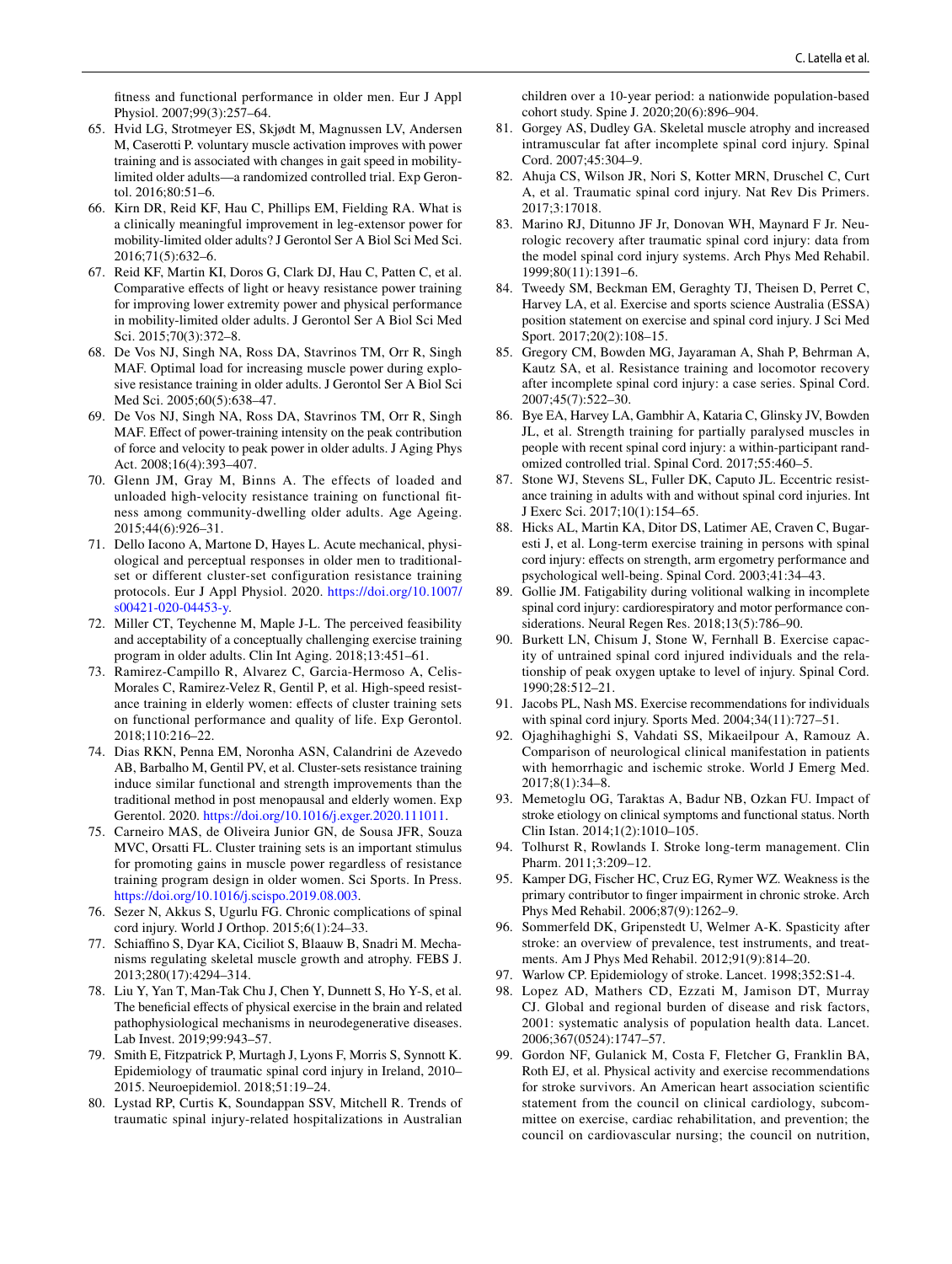fitness and functional performance in older men. Eur J Appl Physiol. 2007;99(3):257–64.

65. Hvid LG, Strotmeyer ES, Skjødt M, Magnussen LV, Andersen M, Caserotti P. voluntary muscle activation improves with power training and is associated with changes in gait speed in mobility-limited older adults—a randomized controlled trial. Exp Gerontol. 2016;80:51–6.
66. Kirn DR, Reid KF, Hau C, Phillips EM, Fielding RA. What is a clinically meaningful improvement in leg-extensor power for mobility-limited older adults? J Gerontol Ser A Biol Sci Med Sci. 2016;71(5):632–6.
67. Reid KF, Martin KI, Doros G, Clark DJ, Hau C, Patten C, et al. Comparative effects of light or heavy resistance power training for improving lower extremity power and physical performance in mobility-limited older adults. J Gerontol Ser A Biol Sci Med Sci. 2015;70(3):372–8.
68. De Vos NJ, Singh NA, Ross DA, Stavrinos TM, Orr R, Singh MAF. Optimal load for increasing muscle power during explosive resistance training in older adults. J Gerontol Ser A Biol Sci Med Sci. 2005;60(5):638–47.
69. De Vos NJ, Singh NA, Ross DA, Stavrinos TM, Orr R, Singh MAF. Effect of power-training intensity on the peak contribution of force and velocity to peak power in older adults. J Aging Phys Act. 2008;16(4):393–407.
70. Glenn JM, Gray M, Binns A. The effects of loaded and unloaded high-velocity resistance training on functional fitness among community-dwelling older adults. Age Ageing. 2015;44(6):926–31.
71. Dello Iacono A, Martone D, Hayes L. Acute mechanical, physiological and perceptual responses in older men to traditional-set or different cluster-set configuration resistance training protocols. Eur J Appl Physiol. 2020. https://doi.org/10.1007/s00421-020-04453-y.
72. Miller CT, Teychenne M, Maple J-L. The perceived feasibility and acceptability of a conceptually challenging exercise training program in older adults. Clin Int Aging. 2018;13:451–61.
73. Ramirez-Campillo R, Alvarez C, Garcia-Hermoso A, Celis-Morales C, Ramirez-Velez R, Gentil P, et al. High-speed resistance training in elderly women: effects of cluster training sets on functional performance and quality of life. Exp Gerontol. 2018;110:216–22.
74. Dias RKN, Penna EM, Noronha ASN, Calandrini de Azevedo AB, Barbalho M, Gentil PV, et al. Cluster-sets resistance training induce similar functional and strength improvements than the traditional method in post menopausal and elderly women. Exp Gerentol. 2020. https://doi.org/10.1016/j.exger.2020.111011.
75. Carneiro MAS, de Oliveira Junior GN, de Sousa JFR, Souza MVC, Orsatti FL. Cluster training sets is an important stimulus for promoting gains in muscle power regardless of resistance training program design in older women. Sci Sports. In Press. https://doi.org/10.1016/j.scispo.2019.08.003.
76. Sezer N, Akkus S, Ugurlu FG. Chronic complications of spinal cord injury. World J Orthop. 2015;6(1):24–33.
77. Schiaffino S, Dyar KA, Ciciliot S, Blaauw B, Snadri M. Mechanisms regulating skeletal muscle growth and atrophy. FEBS J. 2013;280(17):4294–314.
78. Liu Y, Yan T, Man-Tak Chu J, Chen Y, Dunnett S, Ho Y-S, et al. The beneficial effects of physical exercise in the brain and related pathophysiological mechanisms in neurodegenerative diseases. Lab Invest. 2019;99:943–57.
79. Smith E, Fitzpatrick P, Murtagh J, Lyons F, Morris S, Synnott K. Epidemiology of traumatic spinal cord injury in Ireland, 2010–2015. Neuroepidemiol. 2018;51:19–24.
80. Lystad RP, Curtis K, Soundappan SSV, Mitchell R. Trends of traumatic spinal injury-related hospitalizations in Australian children over a 10-year period: a nationwide population-based cohort study. Spine J. 2020;20(6):896–904.
81. Gorgey AS, Dudley GA. Skeletal muscle atrophy and increased intramuscular fat after incomplete spinal cord injury. Spinal Cord. 2007;45:304–9.
82. Ahuja CS, Wilson JR, Nori S, Kotter MRN, Druschel C, Curt A, et al. Traumatic spinal cord injury. Nat Rev Dis Primers. 2017;3:17018.
83. Marino RJ, Ditunno JF Jr, Donovan WH, Maynard F Jr. Neurologic recovery after traumatic spinal cord injury: data from the model spinal cord injury systems. Arch Phys Med Rehabil. 1999;80(11):1391–6.
84. Tweedy SM, Beckman EM, Geraghty TJ, Theisen D, Perret C, Harvey LA, et al. Exercise and sports science Australia (ESSA) position statement on exercise and spinal cord injury. J Sci Med Sport. 2017;20(2):108–15.
85. Gregory CM, Bowden MG, Jayaraman A, Shah P, Behrman A, Kautz SA, et al. Resistance training and locomotor recovery after incomplete spinal cord injury: a case series. Spinal Cord. 2007;45(7):522–30.
86. Bye EA, Harvey LA, Gambhir A, Kataria C, Glinsky JV, Bowden JL, et al. Strength training for partially paralysed muscles in people with recent spinal cord injury: a within-participant randomized controlled trial. Spinal Cord. 2017;55:460–5.
87. Stone WJ, Stevens SL, Fuller DK, Caputo JL. Eccentric resistance training in adults with and without spinal cord injuries. Int J Exerc Sci. 2017;10(1):154–65.
88. Hicks AL, Martin KA, Ditor DS, Latimer AE, Craven C, Bugaresti J, et al. Long-term exercise training in persons with spinal cord injury: effects on strength, arm ergometry performance and psychological well-being. Spinal Cord. 2003;41:34–43.
89. Gollie JM. Fatigability during volitional walking in incomplete spinal cord injury: cardiorespiratory and motor performance considerations. Neural Regen Res. 2018;13(5):786–90.
90. Burkett LN, Chisum J, Stone W, Fernhall B. Exercise capacity of untrained spinal cord injured individuals and the relationship of peak oxygen uptake to level of injury. Spinal Cord. 1990;28:512–21.
91. Jacobs PL, Nash MS. Exercise recommendations for individuals with spinal cord injury. Sports Med. 2004;34(11):727–51.
92. Ojaghihaghighi S, Vahdati SS, Mikaeilpour A, Ramouz A. Comparison of neurological clinical manifestation in patients with hemorrhagic and ischemic stroke. World J Emerg Med. 2017;8(1):34–8.
93. Memetoglu OG, Taraktas A, Badur NB, Ozkan FU. Impact of stroke etiology on clinical symptoms and functional status. North Clin Istan. 2014;1(2):1010–105.
94. Tolhurst R, Rowlands I. Stroke long-term management. Clin Pharm. 2011;3:209–12.
95. Kamper DG, Fischer HC, Cruz EG, Rymer WZ. Weakness is the primary contributor to finger impairment in chronic stroke. Arch Phys Med Rehabil. 2006;87(9):1262–9.
96. Sommerfeld DK, Gripenstedt U, Welmer A-K. Spasticity after stroke: an overview of prevalence, test instruments, and treatments. Am J Phys Med Rehabil. 2012;91(9):814–20.
97. Warlow CP. Epidemiology of stroke. Lancet. 1998;352:S1-4.
98. Lopez AD, Mathers CD, Ezzati M, Jamison DT, Murray CJ. Global and regional burden of disease and risk factors, 2001: systematic analysis of population health data. Lancet. 2006;367(0524):1747–57.
99. Gordon NF, Gulanick M, Costa F, Fletcher G, Franklin BA, Roth EJ, et al. Physical activity and exercise recommendations for stroke survivors. An American heart association scientific statement from the council on clinical cardiology, subcommittee on exercise, cardiac rehabilitation, and prevention; the council on cardiovascular nursing; the council on nutrition,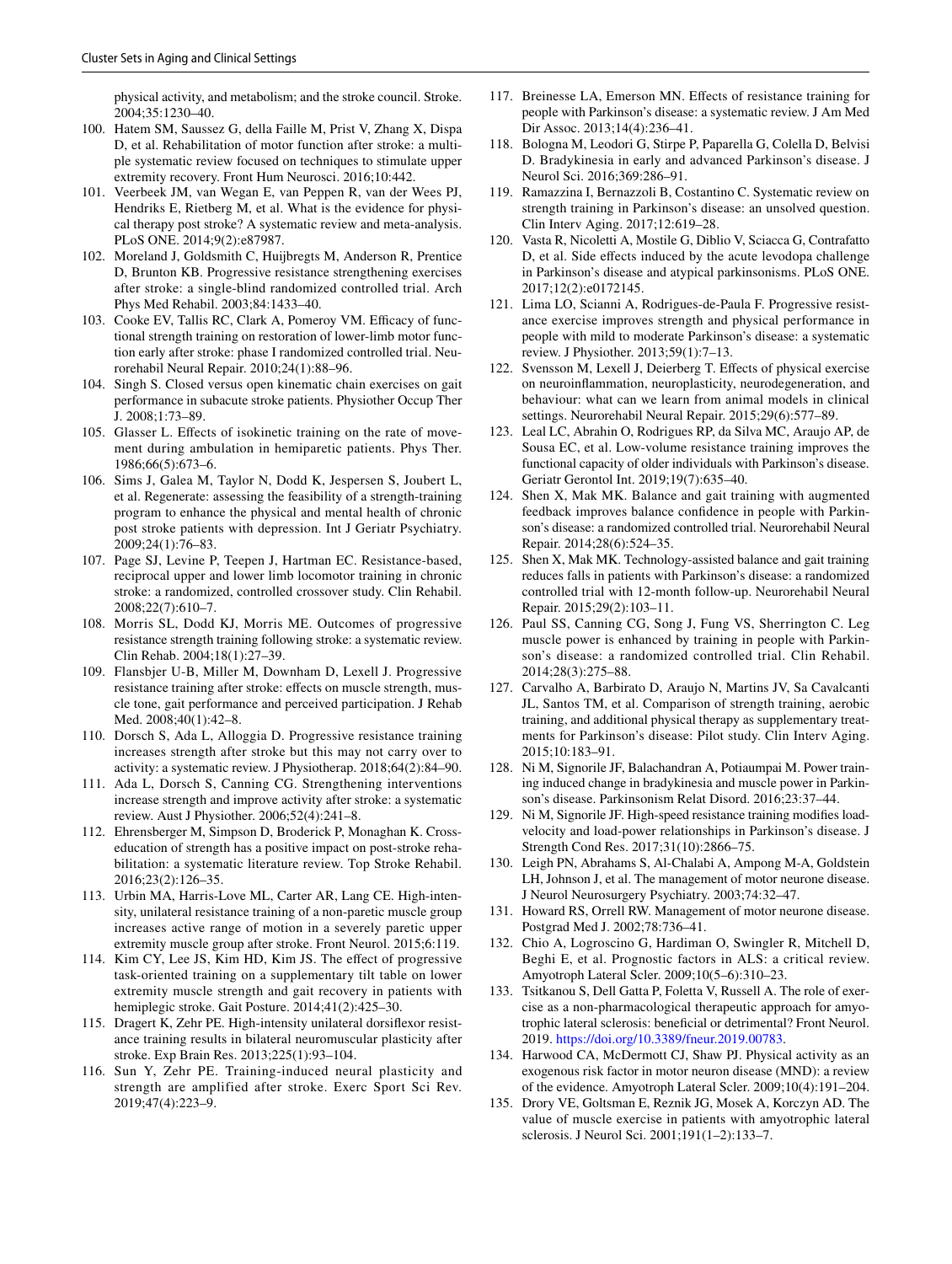physical activity, and metabolism; and the stroke council. Stroke. 2004;35:1230–40.

100. Hatem SM, Saussez G, della Faille M, Prist V, Zhang X, Dispa D, et al. Rehabilitation of motor function after stroke: a multiple systematic review focused on techniques to stimulate upper extremity recovery. Front Hum Neurosci. 2016;10:442.
101. Veerbeek JM, van Wegan E, van Peppen R, van der Wees PJ, Hendriks E, Rietberg M, et al. What is the evidence for physical therapy post stroke? A systematic review and meta-analysis. PLoS ONE. 2014;9(2):e87987.
102. Moreland J, Goldsmith C, Huijbregts M, Anderson R, Prentice D, Brunton KB. Progressive resistance strengthening exercises after stroke: a single-blind randomized controlled trial. Arch Phys Med Rehabil. 2003;84:1433–40.
103. Cooke EV, Tallis RC, Clark A, Pomeroy VM. Efficacy of functional strength training on restoration of lower-limb motor function early after stroke: phase I randomized controlled trial. Neurorehabil Neural Repair. 2010;24(1):88–96.
104. Singh S. Closed versus open kinematic chain exercises on gait performance in subacute stroke patients. Physiother Occup Ther J. 2008;1:73–89.
105. Glasser L. Effects of isokinetic training on the rate of movement during ambulation in hemiparetic patients. Phys Ther. 1986;66(5):673–6.
106. Sims J, Galea M, Taylor N, Dodd K, Jespersen S, Joubert L, et al. Regenerate: assessing the feasibility of a strength-training program to enhance the physical and mental health of chronic post stroke patients with depression. Int J Geriatr Psychiatry. 2009;24(1):76–83.
107. Page SJ, Levine P, Teepen J, Hartman EC. Resistance-based, reciprocal upper and lower limb locomotor training in chronic stroke: a randomized, controlled crossover study. Clin Rehabil. 2008;22(7):610–7.
108. Morris SL, Dodd KJ, Morris ME. Outcomes of progressive resistance strength training following stroke: a systematic review. Clin Rehab. 2004;18(1):27–39.
109. Flansbjer U-B, Miller M, Downham D, Lexell J. Progressive resistance training after stroke: effects on muscle strength, muscle tone, gait performance and perceived participation. J Rehab Med. 2008;40(1):42–8.
110. Dorsch S, Ada L, Alloggia D. Progressive resistance training increases strength after stroke but this may not carry over to activity: a systematic review. J Physiotherap. 2018;64(2):84–90.
111. Ada L, Dorsch S, Canning CG. Strengthening interventions increase strength and improve activity after stroke: a systematic review. Aust J Physiother. 2006;52(4):241–8.
112. Ehrensberger M, Simpson D, Broderick P, Monaghan K. Cross-education of strength has a positive impact on post-stroke rehabilitation: a systematic literature review. Top Stroke Rehabil. 2016;23(2):126–35.
113. Urbin MA, Harris-Love ML, Carter AR, Lang CE. High-intensity, unilateral resistance training of a non-paretic muscle group increases active range of motion in a severely paretic upper extremity muscle group after stroke. Front Neurol. 2015;6:119.
114. Kim CY, Lee JS, Kim HD, Kim JS. The effect of progressive task-oriented training on a supplementary tilt table on lower extremity muscle strength and gait recovery in patients with hemiplegic stroke. Gait Posture. 2014;41(2):425–30.
115. Dragert K, Zehr PE. High-intensity unilateral dorsiflexor resistance training results in bilateral neuromuscular plasticity after stroke. Exp Brain Res. 2013;225(1):93–104.
116. Sun Y, Zehr PE. Training-induced neural plasticity and strength are amplified after stroke. Exerc Sport Sci Rev. 2019;47(4):223–9.
117. Breinesse LA, Emerson MN. Effects of resistance training for people with Parkinson's disease: a systematic review. J Am Med Dir Assoc. 2013;14(4):236–41.
118. Bologna M, Leodori G, Stirpe P, Paparella G, Colella D, Belvisi D. Bradykinesia in early and advanced Parkinson's disease. J Neurol Sci. 2016;369:286–91.
119. Ramazzina I, Bernazzoli B, Costantino C. Systematic review on strength training in Parkinson's disease: an unsolved question. Clin Interv Aging. 2017;12:619–28.
120. Vasta R, Nicoletti A, Mostile G, Diblio V, Sciacca G, Contrafatto D, et al. Side effects induced by the acute levodopa challenge in Parkinson's disease and atypical parkinsonisms. PLoS ONE. 2017;12(2):e0172145.
121. Lima LO, Scianni A, Rodrigues-de-Paula F. Progressive resistance exercise improves strength and physical performance in people with mild to moderate Parkinson's disease: a systematic review. J Physiother. 2013;59(1):7–13.
122. Svensson M, Lexell J, Deierberg T. Effects of physical exercise on neuroinflammation, neuroplasticity, neurodegeneration, and behaviour: what can we learn from animal models in clinical settings. Neurorehabil Neural Repair. 2015;29(6):577–89.
123. Leal LC, Abrahin O, Rodrigues RP, da Silva MC, Araujo AP, de Sousa EC, et al. Low-volume resistance training improves the functional capacity of older individuals with Parkinson's disease. Geriatr Gerontol Int. 2019;19(7):635–40.
124. Shen X, Mak MK. Balance and gait training with augmented feedback improves balance confidence in people with Parkinson's disease: a randomized controlled trial. Neurorehabil Neural Repair. 2014;28(6):524–35.
125. Shen X, Mak MK. Technology-assisted balance and gait training reduces falls in patients with Parkinson's disease: a randomized controlled trial with 12-month follow-up. Neurorehabil Neural Repair. 2015;29(2):103–11.
126. Paul SS, Canning CG, Song J, Fung VS, Sherrington C. Leg muscle power is enhanced by training in people with Parkinson's disease: a randomized controlled trial. Clin Rehabil. 2014;28(3):275–88.
127. Carvalho A, Barbirato D, Araujo N, Martins JV, Sa Cavalcanti JL, Santos TM, et al. Comparison of strength training, aerobic training, and additional physical therapy as supplementary treatments for Parkinson's disease: Pilot study. Clin Interv Aging. 2015;10:183–91.
128. Ni M, Signorile JF, Balachandran A, Potiaumpai M. Power training induced change in bradykinesia and muscle power in Parkinson's disease. Parkinsonism Relat Disord. 2016;23:37–44.
129. Ni M, Signorile JF. High-speed resistance training modifies load-velocity and load-power relationships in Parkinson's disease. J Strength Cond Res. 2017;31(10):2866–75.
130. Leigh PN, Abrahams S, Al-Chalabi A, Ampong M-A, Goldstein LH, Johnson J, et al. The management of motor neurone disease. J Neurol Neurosurgery Psychiatry. 2003;74:32–47.
131. Howard RS, Orrell RW. Management of motor neurone disease. Postgrad Med J. 2002;78:736–41.
132. Chio A, Logroscino G, Hardiman O, Swingler R, Mitchell D, Beghi E, et al. Prognostic factors in ALS: a critical review. Amyotroph Lateral Scler. 2009;10(5–6):310–23.
133. Tsitkanou S, Dell Gatta P, Foletta V, Russell A. The role of exercise as a non-pharmacological therapeutic approach for amyotrophic lateral sclerosis: beneficial or detrimental? Front Neurol. 2019. https://doi.org/10.3389/fneur.2019.00783.
134. Harwood CA, McDermott CJ, Shaw PJ. Physical activity as an exogenous risk factor in motor neuron disease (MND): a review of the evidence. Amyotroph Lateral Scler. 2009;10(4):191–204.
135. Drory VE, Goltsman E, Reznik JG, Mosek A, Korczyn AD. The value of muscle exercise in patients with amyotrophic lateral sclerosis. J Neurol Sci. 2001;191(1–2):133–7.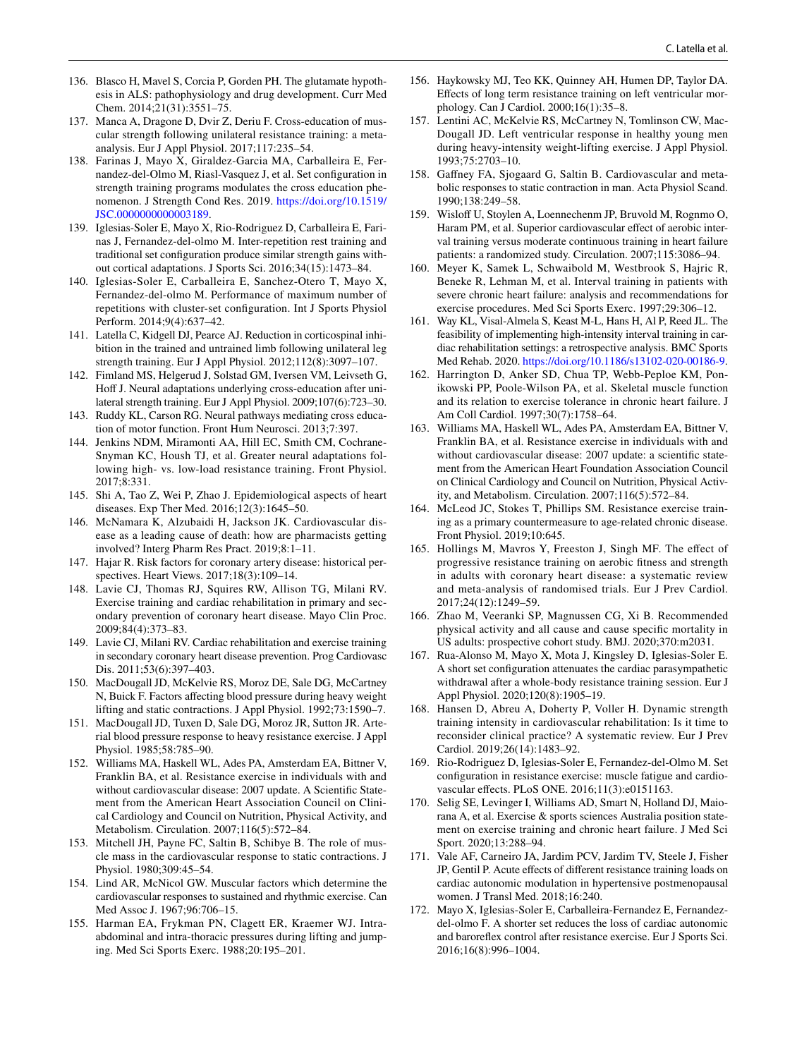136. Blasco H, Mavel S, Corcia P, Gorden PH. The glutamate hypothesis in ALS: pathophysiology and drug development. Curr Med Chem. 2014;21(31):3551–75.
137. Manca A, Dragone D, Dvir Z, Deriu F. Cross-education of muscular strength following unilateral resistance training: a meta-analysis. Eur J Appl Physiol. 2017;117:235–54.
138. Farinas J, Mayo X, Giraldez-Garcia MA, Carballeira E, Fernandez-del-Olmo M, Riasl-Vasquez J, et al. Set configuration in strength training programs modulates the cross education phenomenon. J Strength Cond Res. 2019. https://doi.org/10.1519/JSC.0000000000003189.
139. Iglesias-Soler E, Mayo X, Rio-Rodriguez D, Carballeira E, Farinas J, Fernandez-del-olmo M. Inter-repetition rest training and traditional set configuration produce similar strength gains without cortical adaptations. J Sports Sci. 2016;34(15):1473–84.
140. Iglesias-Soler E, Carballeira E, Sanchez-Otero T, Mayo X, Fernandez-del-olmo M. Performance of maximum number of repetitions with cluster-set configuration. Int J Sports Physiol Perform. 2014;9(4):637–42.
141. Latella C, Kidgell DJ, Pearce AJ. Reduction in corticospinal inhibition in the trained and untrained limb following unilateral leg strength training. Eur J Appl Physiol. 2012;112(8):3097–107.
142. Fimland MS, Helgerud J, Solstad GM, Iversen VM, Leivseth G, Hoff J. Neural adaptations underlying cross-education after unilateral strength training. Eur J Appl Physiol. 2009;107(6):723–30.
143. Ruddy KL, Carson RG. Neural pathways mediating cross education of motor function. Front Hum Neurosci. 2013;7:397.
144. Jenkins NDM, Miramonti AA, Hill EC, Smith CM, Cochrane-Snyman KC, Housh TJ, et al. Greater neural adaptations following high- vs. low-load resistance training. Front Physiol. 2017;8:331.
145. Shi A, Tao Z, Wei P, Zhao J. Epidemiological aspects of heart diseases. Exp Ther Med. 2016;12(3):1645–50.
146. McNamara K, Alzubaidi H, Jackson JK. Cardiovascular disease as a leading cause of death: how are pharmacists getting involved? Interg Pharm Res Pract. 2019;8:1–11.
147. Hajar R. Risk factors for coronary artery disease: historical perspectives. Heart Views. 2017;18(3):109–14.
148. Lavie CJ, Thomas RJ, Squires RW, Allison TG, Milani RV. Exercise training and cardiac rehabilitation in primary and secondary prevention of coronary heart disease. Mayo Clin Proc. 2009;84(4):373–83.
149. Lavie CJ, Milani RV. Cardiac rehabilitation and exercise training in secondary coronary heart disease prevention. Prog Cardiovasc Dis. 2011;53(6):397–403.
150. MacDougall JD, McKelvie RS, Moroz DE, Sale DG, McCartney N, Buick F. Factors affecting blood pressure during heavy weight lifting and static contractions. J Appl Physiol. 1992;73:1590–7.
151. MacDougall JD, Tuxen D, Sale DG, Moroz JR, Sutton JR. Arterial blood pressure response to heavy resistance exercise. J Appl Physiol. 1985;58:785–90.
152. Williams MA, Haskell WL, Ades PA, Amsterdam EA, Bittner V, Franklin BA, et al. Resistance exercise in individuals with and without cardiovascular disease: 2007 update. A Scientific Statement from the American Heart Association Council on Clinical Cardiology and Council on Nutrition, Physical Activity, and Metabolism. Circulation. 2007;116(5):572–84.
153. Mitchell JH, Payne FC, Saltin B, Schibye B. The role of muscle mass in the cardiovascular response to static contractions. J Physiol. 1980;309:45–54.
154. Lind AR, McNicol GW. Muscular factors which determine the cardiovascular responses to sustained and rhythmic exercise. Can Med Assoc J. 1967;96:706–15.
155. Harman EA, Frykman PN, Clagett ER, Kraemer WJ. Intra-abdominal and intra-thoracic pressures during lifting and jumping. Med Sci Sports Exerc. 1988;20:195–201.
156. Haykowsky MJ, Teo KK, Quinney AH, Humen DP, Taylor DA. Effects of long term resistance training on left ventricular morphology. Can J Cardiol. 2000;16(1):35–8.
157. Lentini AC, McKelvie RS, McCartney N, Tomlinson CW, MacDougall JD. Left ventricular response in healthy young men during heavy-intensity weight-lifting exercise. J Appl Physiol. 1993;75:2703–10.
158. Gaffney FA, Sjogaard G, Saltin B. Cardiovascular and metabolic responses to static contraction in man. Acta Physiol Scand. 1990;138:249–58.
159. Wisloff U, Stoylen A, Loennechenm JP, Bruvold M, Rognmo O, Haram PM, et al. Superior cardiovascular effect of aerobic interval training versus moderate continuous training in heart failure patients: a randomized study. Circulation. 2007;115:3086–94.
160. Meyer K, Samek L, Schwaibold M, Westbrook S, Hajric R, Beneke R, Lehman M, et al. Interval training in patients with severe chronic heart failure: analysis and recommendations for exercise procedures. Med Sci Sports Exerc. 1997;29:306–12.
161. Way KL, Visal-Almela S, Keast M-L, Hans H, Al P, Reed JL. The feasibility of implementing high-intensity interval training in cardiac rehabilitation settings: a retrospective analysis. BMC Sports Med Rehab. 2020. https://doi.org/10.1186/s13102-020-00186-9.
162. Harrington D, Anker SD, Chua TP, Webb-Peploe KM, Ponikowski PP, Poole-Wilson PA, et al. Skeletal muscle function and its relation to exercise tolerance in chronic heart failure. J Am Coll Cardiol. 1997;30(7):1758–64.
163. Williams MA, Haskell WL, Ades PA, Amsterdam EA, Bittner V, Franklin BA, et al. Resistance exercise in individuals with and without cardiovascular disease: 2007 update: a scientific statement from the American Heart Foundation Association Council on Clinical Cardiology and Council on Nutrition, Physical Activity, and Metabolism. Circulation. 2007;116(5):572–84.
164. McLeod JC, Stokes T, Phillips SM. Resistance exercise training as a primary countermeasure to age-related chronic disease. Front Physiol. 2019;10:645.
165. Hollings M, Mavros Y, Freeston J, Singh MF. The effect of progressive resistance training on aerobic fitness and strength in adults with coronary heart disease: a systematic review and meta-analysis of randomised trials. Eur J Prev Cardiol. 2017;24(12):1249–59.
166. Zhao M, Veeranki SP, Magnussen CG, Xi B. Recommended physical activity and all cause and cause specific mortality in US adults: prospective cohort study. BMJ. 2020;370:m2031.
167. Rua-Alonso M, Mayo X, Mota J, Kingsley D, Iglesias-Soler E. A short set configuration attenuates the cardiac parasympathetic withdrawal after a whole-body resistance training session. Eur J Appl Physiol. 2020;120(8):1905–19.
168. Hansen D, Abreu A, Doherty P, Voller H. Dynamic strength training intensity in cardiovascular rehabilitation: Is it time to reconsider clinical practice? A systematic review. Eur J Prev Cardiol. 2019;26(14):1483–92.
169. Rio-Rodriguez D, Iglesias-Soler E, Fernandez-del-Olmo M. Set configuration in resistance exercise: muscle fatigue and cardiovascular effects. PLoS ONE. 2016;11(3):e0151163.
170. Selig SE, Levinger I, Williams AD, Smart N, Holland DJ, Maiorana A, et al. Exercise & sports sciences Australia position statement on exercise training and chronic heart failure. J Med Sci Sport. 2020;13:288–94.
171. Vale AF, Carneiro JA, Jardim PCV, Jardim TV, Steele J, Fisher JP, Gentil P. Acute effects of different resistance training loads on cardiac autonomic modulation in hypertensive postmenopausal women. J Transl Med. 2018;16:240.
172. Mayo X, Iglesias-Soler E, Carballeira-Fernandez E, Fernandez-del-olmo F. A shorter set reduces the loss of cardiac autonomic and baroreflex control after resistance exercise. Eur J Sports Sci. 2016;16(8):996–1004.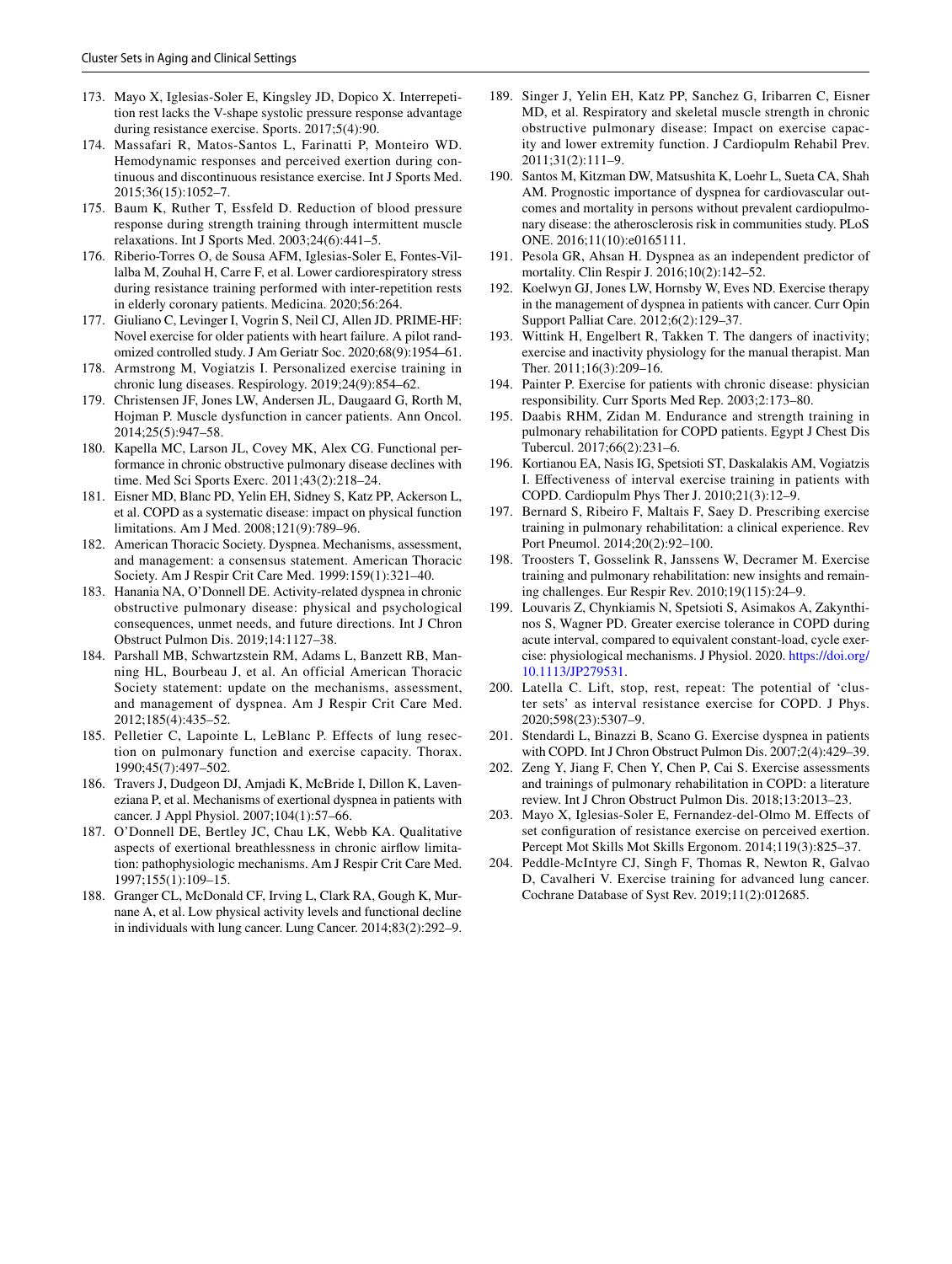173. Mayo X, Iglesias-Soler E, Kingsley JD, Dopico X. Interrepetition rest lacks the V-shape systolic pressure response advantage during resistance exercise. Sports. 2017;5(4):90.
174. Massafari R, Matos-Santos L, Farinatti P, Monteiro WD. Hemodynamic responses and perceived exertion during continuous and discontinuous resistance exercise. Int J Sports Med. 2015;36(15):1052–7.
175. Baum K, Ruther T, Essfeld D. Reduction of blood pressure response during strength training through intermittent muscle relaxations. Int J Sports Med. 2003;24(6):441–5.
176. Riberio-Torres O, de Sousa AFM, Iglesias-Soler E, Fontes-Villalba M, Zouhal H, Carre F, et al. Lower cardiorespiratory stress during resistance training performed with inter-repetition rests in elderly coronary patients. Medicina. 2020;56:264.
177. Giuliano C, Levinger I, Vogrin S, Neil CJ, Allen JD. PRIME-HF: Novel exercise for older patients with heart failure. A pilot randomized controlled study. J Am Geriatr Soc. 2020;68(9):1954–61.
178. Armstrong M, Vogiatzis I. Personalized exercise training in chronic lung diseases. Respirology. 2019;24(9):854–62.
179. Christensen JF, Jones LW, Andersen JL, Daugaard G, Rorth M, Hojman P. Muscle dysfunction in cancer patients. Ann Oncol. 2014;25(5):947–58.
180. Kapella MC, Larson JL, Covey MK, Alex CG. Functional performance in chronic obstructive pulmonary disease declines with time. Med Sci Sports Exerc. 2011;43(2):218–24.
181. Eisner MD, Blanc PD, Yelin EH, Sidney S, Katz PP, Ackerson L, et al. COPD as a systematic disease: impact on physical function limitations. Am J Med. 2008;121(9):789–96.
182. American Thoracic Society. Dyspnea. Mechanisms, assessment, and management: a consensus statement. American Thoracic Society. Am J Respir Crit Care Med. 1999:159(1):321–40.
183. Hanania NA, O'Donnell DE. Activity-related dyspnea in chronic obstructive pulmonary disease: physical and psychological consequences, unmet needs, and future directions. Int J Chron Obstruct Pulmon Dis. 2019;14:1127–38.
184. Parshall MB, Schwartzstein RM, Adams L, Banzett RB, Manning HL, Bourbeau J, et al. An official American Thoracic Society statement: update on the mechanisms, assessment, and management of dyspnea. Am J Respir Crit Care Med. 2012;185(4):435–52.
185. Pelletier C, Lapointe L, LeBlanc P. Effects of lung resection on pulmonary function and exercise capacity. Thorax. 1990;45(7):497–502.
186. Travers J, Dudgeon DJ, Amjadi K, McBride I, Dillon K, Laveneziana P, et al. Mechanisms of exertional dyspnea in patients with cancer. J Appl Physiol. 2007;104(1):57–66.
187. O'Donnell DE, Bertley JC, Chau LK, Webb KA. Qualitative aspects of exertional breathlessness in chronic airflow limitation: pathophysiologic mechanisms. Am J Respir Crit Care Med. 1997;155(1):109–15.
188. Granger CL, McDonald CF, Irving L, Clark RA, Gough K, Murnane A, et al. Low physical activity levels and functional decline in individuals with lung cancer. Lung Cancer. 2014;83(2):292–9.
189. Singer J, Yelin EH, Katz PP, Sanchez G, Iribarren C, Eisner MD, et al. Respiratory and skeletal muscle strength in chronic obstructive pulmonary disease: Impact on exercise capacity and lower extremity function. J Cardiopulm Rehabil Prev. 2011;31(2):111–9.
190. Santos M, Kitzman DW, Matsushita K, Loehr L, Sueta CA, Shah AM. Prognostic importance of dyspnea for cardiovascular outcomes and mortality in persons without prevalent cardiopulmonary disease: the atherosclerosis risk in communities study. PLoS ONE. 2016;11(10):e0165111.
191. Pesola GR, Ahsan H. Dyspnea as an independent predictor of mortality. Clin Respir J. 2016;10(2):142–52.
192. Koelwyn GJ, Jones LW, Hornsby W, Eves ND. Exercise therapy in the management of dyspnea in patients with cancer. Curr Opin Support Palliat Care. 2012;6(2):129–37.
193. Wittink H, Engelbert R, Takken T. The dangers of inactivity; exercise and inactivity physiology for the manual therapist. Man Ther. 2011;16(3):209–16.
194. Painter P. Exercise for patients with chronic disease: physician responsibility. Curr Sports Med Rep. 2003;2:173–80.
195. Daabis RHM, Zidan M. Endurance and strength training in pulmonary rehabilitation for COPD patients. Egypt J Chest Dis Tubercul. 2017;66(2):231–6.
196. Kortianou EA, Nasis IG, Spetsioti ST, Daskalakis AM, Vogiatzis I. Effectiveness of interval exercise training in patients with COPD. Cardiopulm Phys Ther J. 2010;21(3):12–9.
197. Bernard S, Ribeiro F, Maltais F, Saey D. Prescribing exercise training in pulmonary rehabilitation: a clinical experience. Rev Port Pneumol. 2014;20(2):92–100.
198. Troosters T, Gosselink R, Janssens W, Decramer M. Exercise training and pulmonary rehabilitation: new insights and remaining challenges. Eur Respir Rev. 2010;19(115):24–9.
199. Louvaris Z, Chynkiamis N, Spetsioti S, Asimakos A, Zakynthinos S, Wagner PD. Greater exercise tolerance in COPD during acute interval, compared to equivalent constant-load, cycle exercise: physiological mechanisms. J Physiol. 2020. https://doi.org/10.1113/JP279531.
200. Latella C. Lift, stop, rest, repeat: The potential of 'cluster sets' as interval resistance exercise for COPD. J Phys. 2020;598(23):5307–9.
201. Stendardi L, Binazzi B, Scano G. Exercise dyspnea in patients with COPD. Int J Chron Obstruct Pulmon Dis. 2007;2(4):429–39.
202. Zeng Y, Jiang F, Chen Y, Chen P, Cai S. Exercise assessments and trainings of pulmonary rehabilitation in COPD: a literature review. Int J Chron Obstruct Pulmon Dis. 2018;13:2013–23.
203. Mayo X, Iglesias-Soler E, Fernandez-del-Olmo M. Effects of set configuration of resistance exercise on perceived exertion. Percept Mot Skills Mot Skills Ergonom. 2014;119(3):825–37.
204. Peddle-McIntyre CJ, Singh F, Thomas R, Newton R, Galvao D, Cavalheri V. Exercise training for advanced lung cancer. Cochrane Database of Syst Rev. 2019;11(2):012685.